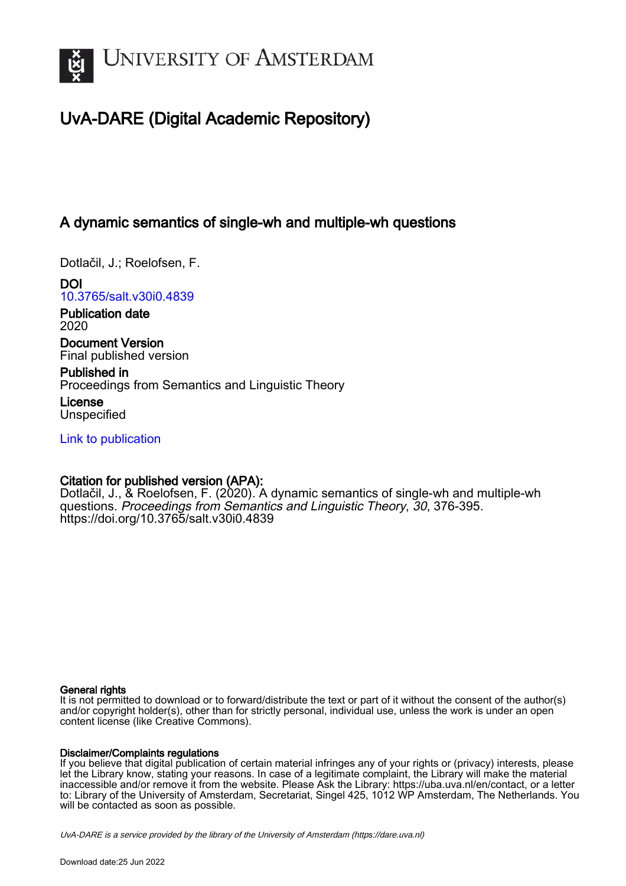# UvA-DARE (Digital Academic Repository)

## A dynamic semantics of single-wh and multiple-wh questions

Dotlačil, J.; Roelofsen, F.

**DOI**
10.3765/salt.v30i0.4839

**Publication date**
2020

**Document Version**
Final published version

**Published in**
Proceedings from Semantics and Linguistic Theory

**License**
Unspecified

Link to publication

**Citation for published version (APA):**
Dotlačil, J., & Roelofsen, F. (2020). A dynamic semantics of single-wh and multiple-wh questions. *Proceedings from Semantics and Linguistic Theory*, *30*, 376-395. https://doi.org/10.3765/salt.v30i0.4839

**General rights**
It is not permitted to download or to forward/distribute the text or part of it without the consent of the author(s) and/or copyright holder(s), other than for strictly personal, individual use, unless the work is under an open content license (like Creative Commons).

**Disclaimer/Complaints regulations**
If you believe that digital publication of certain material infringes any of your rights or (privacy) interests, please let the Library know, stating your reasons. In case of a legitimate complaint, the Library will make the material inaccessible and/or remove it from the website. Please Ask the Library: https://uba.uva.nl/en/contact, or a letter to: Library of the University of Amsterdam, Secretariat, Singel 425, 1012 WP Amsterdam, The Netherlands. You will be contacted as soon as possible.

*UvA-DARE is a service provided by the library of the University of Amsterdam (https://dare.uva.nl)*

Download date:25 Jun 2022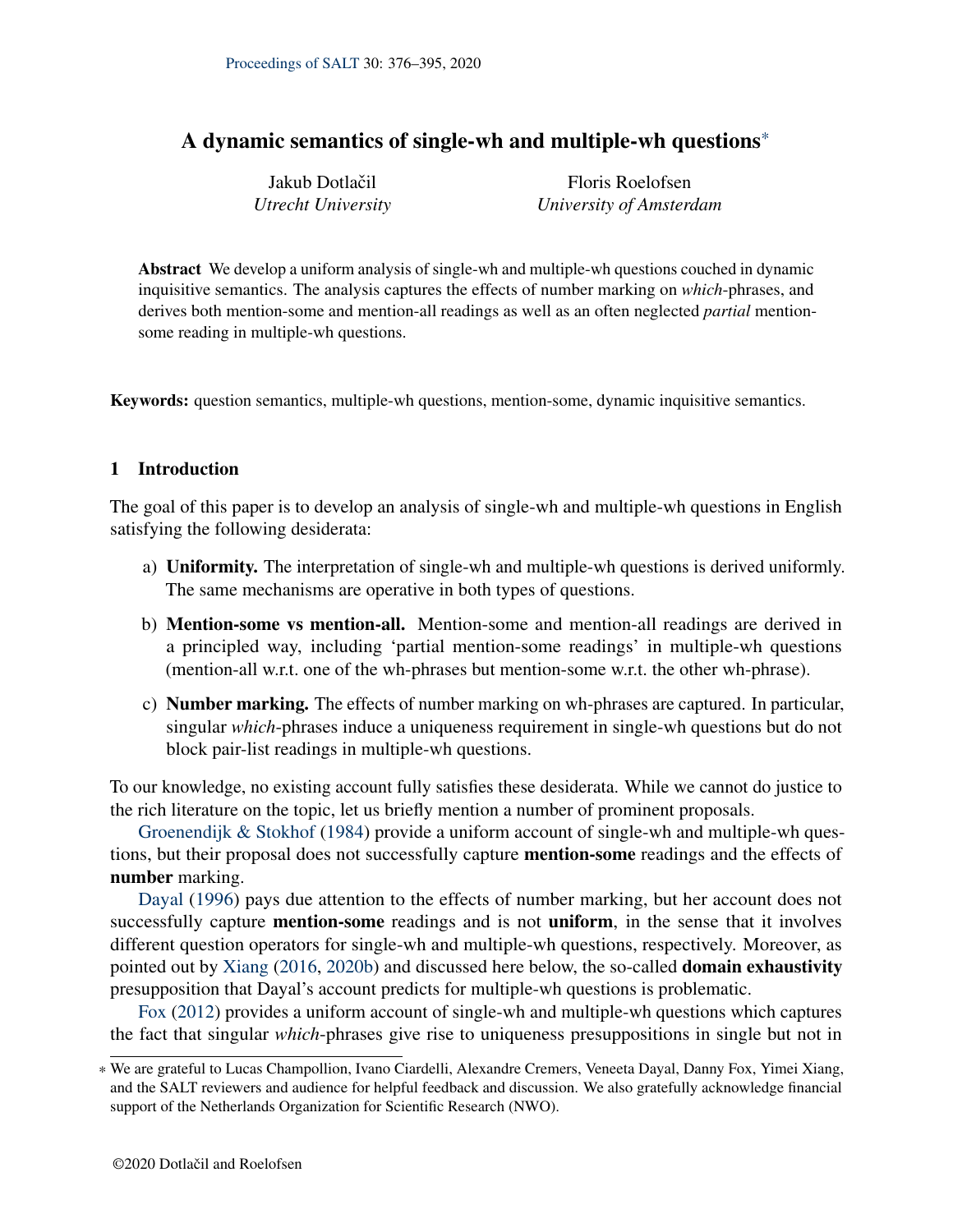# A dynamic semantics of single-wh and multiple-wh questions*

Jakub Dotlačil
*Utrecht University*

Floris Roelofsen
*University of Amsterdam*

**Abstract** We develop a uniform analysis of single-wh and multiple-wh questions couched in dynamic inquisitive semantics. The analysis captures the effects of number marking on *which*-phrases, and derives both mention-some and mention-all readings as well as an often neglected *partial* mention-some reading in multiple-wh questions.

**Keywords:** question semantics, multiple-wh questions, mention-some, dynamic inquisitive semantics.

## 1 Introduction

The goal of this paper is to develop an analysis of single-wh and multiple-wh questions in English satisfying the following desiderata:

a) **Uniformity.** The interpretation of single-wh and multiple-wh questions is derived uniformly. The same mechanisms are operative in both types of questions.

b) **Mention-some vs mention-all.** Mention-some and mention-all readings are derived in a principled way, including 'partial mention-some readings' in multiple-wh questions (mention-all w.r.t. one of the wh-phrases but mention-some w.r.t. the other wh-phrase).

c) **Number marking.** The effects of number marking on wh-phrases are captured. In particular, singular *which*-phrases induce a uniqueness requirement in single-wh questions but do not block pair-list readings in multiple-wh questions.

To our knowledge, no existing account fully satisfies these desiderata. While we cannot do justice to the rich literature on the topic, let us briefly mention a number of prominent proposals.

Groenendijk & Stokhof (1984) provide a uniform account of single-wh and multiple-wh questions, but their proposal does not successfully capture **mention-some** readings and the effects of **number** marking.

Dayal (1996) pays due attention to the effects of number marking, but her account does not successfully capture **mention-some** readings and is not **uniform**, in the sense that it involves different question operators for single-wh and multiple-wh questions, respectively. Moreover, as pointed out by Xiang (2016, 2020b) and discussed here below, the so-called **domain exhaustivity** presupposition that Dayal's account predicts for multiple-wh questions is problematic.

Fox (2012) provides a uniform account of single-wh and multiple-wh questions which captures the fact that singular *which*-phrases give rise to uniqueness presuppositions in single but not in

* We are grateful to Lucas Champollion, Ivano Ciardelli, Alexandre Cremers, Veneeta Dayal, Danny Fox, Yimei Xiang, and the SALT reviewers and audience for helpful feedback and discussion. We also gratefully acknowledge financial support of the Netherlands Organization for Scientific Research (NWO).

©2020 Dotlačil and Roelofsen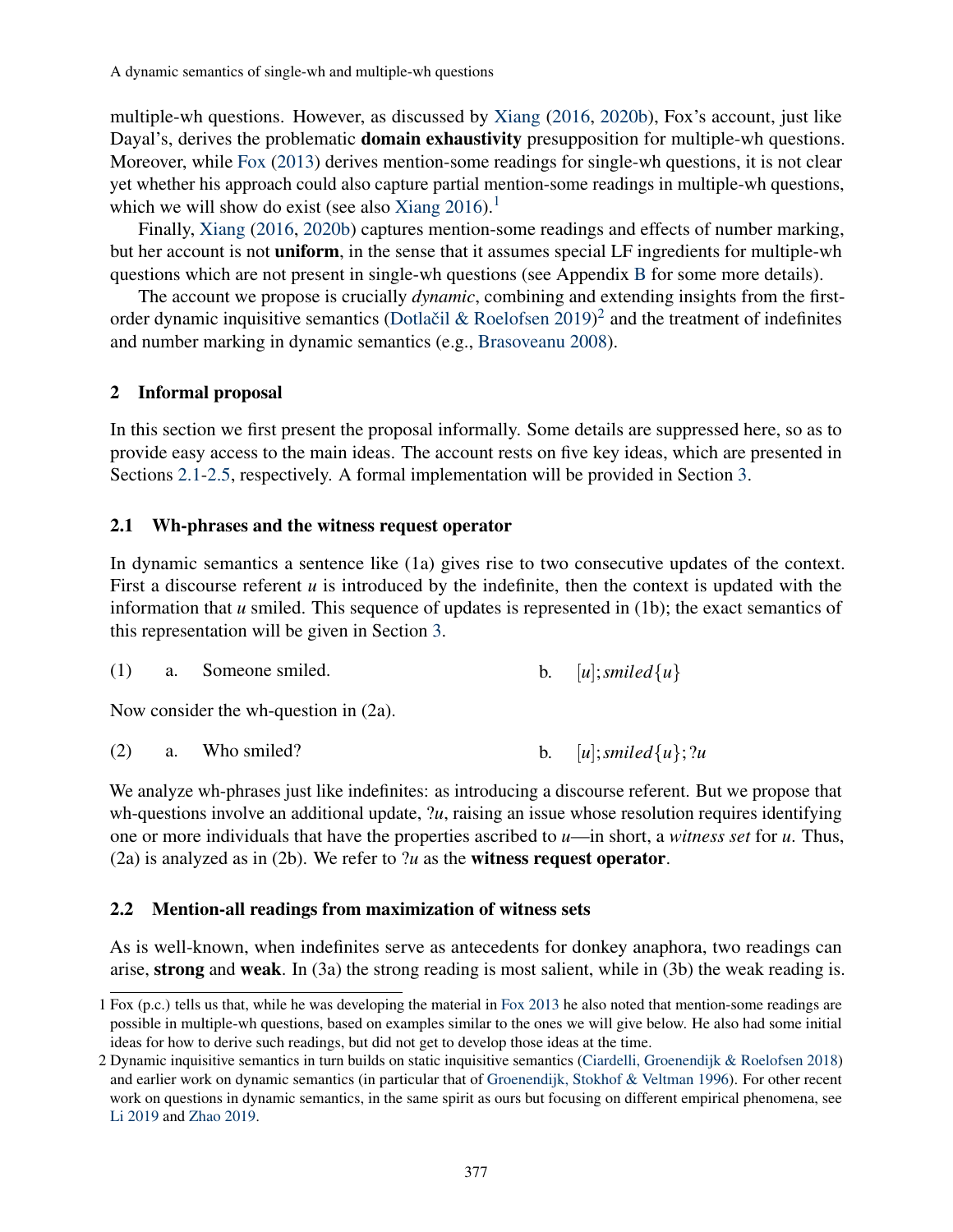multiple-wh questions. However, as discussed by Xiang (2016, 2020b), Fox's account, just like Dayal's, derives the problematic **domain exhaustivity** presupposition for multiple-wh questions. Moreover, while Fox (2013) derives mention-some readings for single-wh questions, it is not clear yet whether his approach could also capture partial mention-some readings in multiple-wh questions, which we will show do exist (see also Xiang 2016).[1]

Finally, Xiang (2016, 2020b) captures mention-some readings and effects of number marking, but her account is not **uniform**, in the sense that it assumes special LF ingredients for multiple-wh questions which are not present in single-wh questions (see Appendix B for some more details).

The account we propose is crucially *dynamic*, combining and extending insights from the first-order dynamic inquisitive semantics (Dotlačil & Roelofsen 2019)[2] and the treatment of indefinites and number marking in dynamic semantics (e.g., Brasoveanu 2008).

## 2 Informal proposal

In this section we first present the proposal informally. Some details are suppressed here, so as to provide easy access to the main ideas. The account rests on five key ideas, which are presented in Sections 2.1-2.5, respectively. A formal implementation will be provided in Section 3.

### 2.1 Wh-phrases and the witness request operator

In dynamic semantics a sentence like (1a) gives rise to two consecutive updates of the context. First a discourse referent $u$ is introduced by the indefinite, then the context is updated with the information that $u$ smiled. This sequence of updates is represented in (1b); the exact semantics of this representation will be given in Section 3.

(1) a. Someone smiled. b. $[u]; smiled\{u\}$

Now consider the wh-question in (2a).

(2) a. Who smiled? b. $[u]; smiled\{u\}; ?u$

We analyze wh-phrases just like indefinites: as introducing a discourse referent. But we propose that wh-questions involve an additional update, $?u$, raising an issue whose resolution requires identifying one or more individuals that have the properties ascribed to $u$—in short, a *witness set* for $u$. Thus, (2a) is analyzed as in (2b). We refer to $?u$ as the **witness request operator**.

### 2.2 Mention-all readings from maximization of witness sets

As is well-known, when indefinites serve as antecedents for donkey anaphora, two readings can arise, **strong** and **weak**. In (3a) the strong reading is most salient, while in (3b) the weak reading is.

---

[1] Fox (p.c.) tells us that, while he was developing the material in Fox 2013 he also noted that mention-some readings are possible in multiple-wh questions, based on examples similar to the ones we will give below. He also had some initial ideas for how to derive such readings, but did not get to develop those ideas at the time.

[2] Dynamic inquisitive semantics in turn builds on static inquisitive semantics (Ciardelli, Groenendijk & Roelofsen 2018) and earlier work on dynamic semantics (in particular that of Groenendijk, Stokhof & Veltman 1996). For other recent work on questions in dynamic semantics, in the same spirit as ours but focusing on different empirical phenomena, see Li 2019 and Zhao 2019.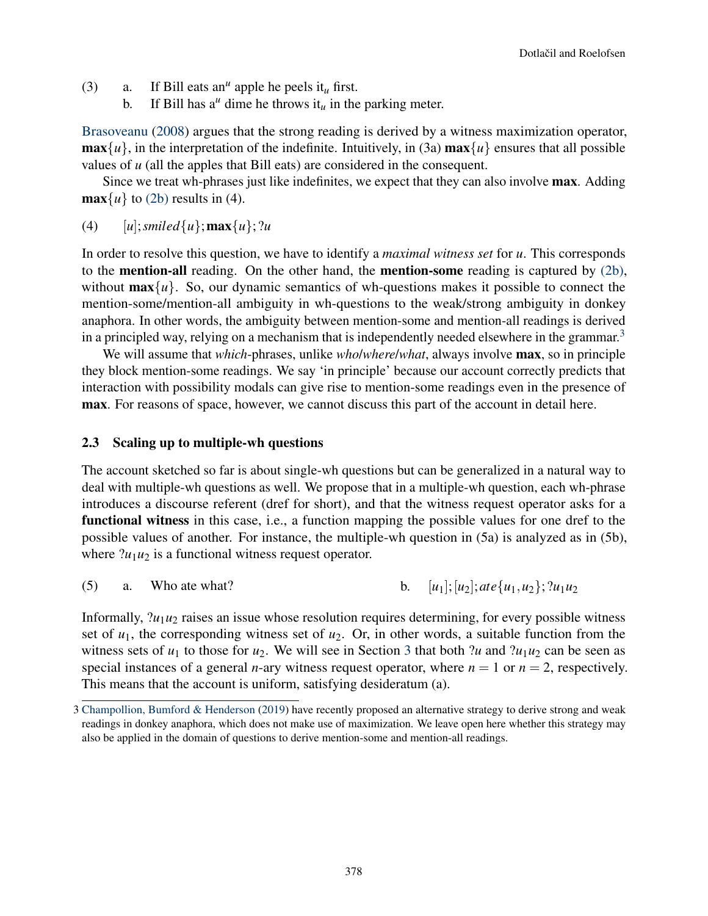(3) a. If Bill eats an$^u$ apple he peels it$_u$ first.

b. If Bill has a$^u$ dime he throws it$_u$ in the parking meter.

Brasoveanu (2008) argues that the strong reading is derived by a witness maximization operator, $\mathbf{max}\{u\}$, in the interpretation of the indefinite. Intuitively, in (3a) $\mathbf{max}\{u\}$ ensures that all possible values of $u$ (all the apples that Bill eats) are considered in the consequent.

Since we treat wh-phrases just like indefinites, we expect that they can also involve **max**. Adding $\mathbf{max}\{u\}$ to (2b) results in (4).

(4) $[u]; smiled\{u\}; \mathbf{max}\{u\}; ?u$

In order to resolve this question, we have to identify a *maximal witness set* for $u$. This corresponds to the **mention-all** reading. On the other hand, the **mention-some** reading is captured by (2b), without $\mathbf{max}\{u\}$. So, our dynamic semantics of wh-questions makes it possible to connect the mention-some/mention-all ambiguity in wh-questions to the weak/strong ambiguity in donkey anaphora. In other words, the ambiguity between mention-some and mention-all readings is derived in a principled way, relying on a mechanism that is independently needed elsewhere in the grammar.[3]

We will assume that *which*-phrases, unlike *who*/*where*/*what*, always involve **max**, so in principle they block mention-some readings. We say 'in principle' because our account correctly predicts that interaction with possibility modals can give rise to mention-some readings even in the presence of **max**. For reasons of space, however, we cannot discuss this part of the account in detail here.

### 2.3 Scaling up to multiple-wh questions

The account sketched so far is about single-wh questions but can be generalized in a natural way to deal with multiple-wh questions as well. We propose that in a multiple-wh question, each wh-phrase introduces a discourse referent (dref for short), and that the witness request operator asks for a **functional witness** in this case, i.e., a function mapping the possible values for one dref to the possible values of another. For instance, the multiple-wh question in (5a) is analyzed as in (5b), where $?u_1u_2$ is a functional witness request operator.

(5) a. Who ate what? b. $[u_1]; [u_2]; ate\{u_1, u_2\}; ?u_1u_2$

Informally, $?u_1u_2$ raises an issue whose resolution requires determining, for every possible witness set of $u_1$, the corresponding witness set of $u_2$. Or, in other words, a suitable function from the witness sets of $u_1$ to those for $u_2$. We will see in Section 3 that both $?u$ and $?u_1u_2$ can be seen as special instances of a general $n$-ary witness request operator, where $n = 1$ or $n = 2$, respectively. This means that the account is uniform, satisfying desideratum (a).

[3] Champollion, Bumford & Henderson (2019) have recently proposed an alternative strategy to derive strong and weak readings in donkey anaphora, which does not make use of maximization. We leave open here whether this strategy may also be applied in the domain of questions to derive mention-some and mention-all readings.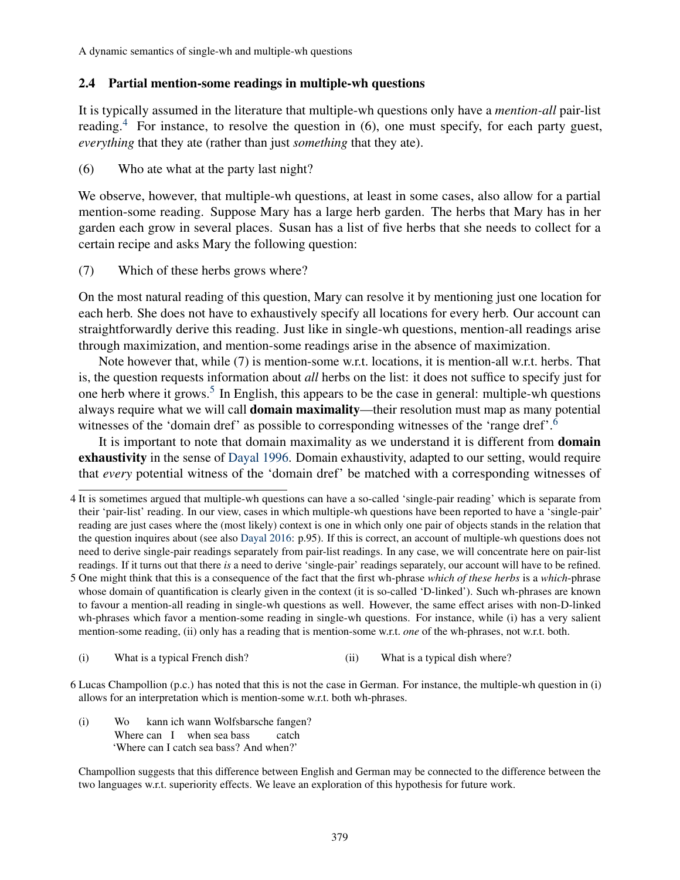## 2.4 Partial mention-some readings in multiple-wh questions

It is typically assumed in the literature that multiple-wh questions only have a *mention-all* pair-list reading.[4] For instance, to resolve the question in (6), one must specify, for each party guest, *everything* that they ate (rather than just *something* that they ate).

(6) Who ate what at the party last night?

We observe, however, that multiple-wh questions, at least in some cases, also allow for a partial mention-some reading. Suppose Mary has a large herb garden. The herbs that Mary has in her garden each grow in several places. Susan has a list of five herbs that she needs to collect for a certain recipe and asks Mary the following question:

(7) Which of these herbs grows where?

On the most natural reading of this question, Mary can resolve it by mentioning just one location for each herb. She does not have to exhaustively specify all locations for every herb. Our account can straightforwardly derive this reading. Just like in single-wh questions, mention-all readings arise through maximization, and mention-some readings arise in the absence of maximization.

Note however that, while (7) is mention-some w.r.t. locations, it is mention-all w.r.t. herbs. That is, the question requests information about *all* herbs on the list: it does not suffice to specify just for one herb where it grows.[5] In English, this appears to be the case in general: multiple-wh questions always require what we will call **domain maximality**—their resolution must map as many potential witnesses of the 'domain dref' as possible to corresponding witnesses of the 'range dref'.[6]

It is important to note that domain maximality as we understand it is different from **domain exhaustivity** in the sense of Dayal 1996. Domain exhaustivity, adapted to our setting, would require that *every* potential witness of the 'domain dref' be matched with a corresponding witnesses of

---

4 It is sometimes argued that multiple-wh questions can have a so-called 'single-pair reading' which is separate from their 'pair-list' reading. In our view, cases in which multiple-wh questions have been reported to have a 'single-pair' reading are just cases where the (most likely) context is one in which only one pair of objects stands in the relation that the question inquires about (see also Dayal 2016: p.95). If this is correct, an account of multiple-wh questions does not need to derive single-pair readings separately from pair-list readings. In any case, we will concentrate here on pair-list readings. If it turns out that there *is* a need to derive 'single-pair' readings separately, our account will have to be refined.

5 One might think that this is a consequence of the fact that the first wh-phrase *which of these herbs* is a *which*-phrase whose domain of quantification is clearly given in the context (it is so-called 'D-linked'). Such wh-phrases are known to favour a mention-all reading in single-wh questions as well. However, the same effect arises with non-D-linked wh-phrases which favor a mention-some reading in single-wh questions. For instance, while (i) has a very salient mention-some reading, (ii) only has a reading that is mention-some w.r.t. *one* of the wh-phrases, not w.r.t. both.

(i) What is a typical French dish? (ii) What is a typical dish where?

6 Lucas Champollion (p.c.) has noted that this is not the case in German. For instance, the multiple-wh question in (i) allows for an interpretation which is mention-some w.r.t. both wh-phrases.

(i) Wo kann ich wann Wolfsbarsche fangen?
Where can I when sea bass catch
'Where can I catch sea bass? And when?'

Champollion suggests that this difference between English and German may be connected to the difference between the two languages w.r.t. superiority effects. We leave an exploration of this hypothesis for future work.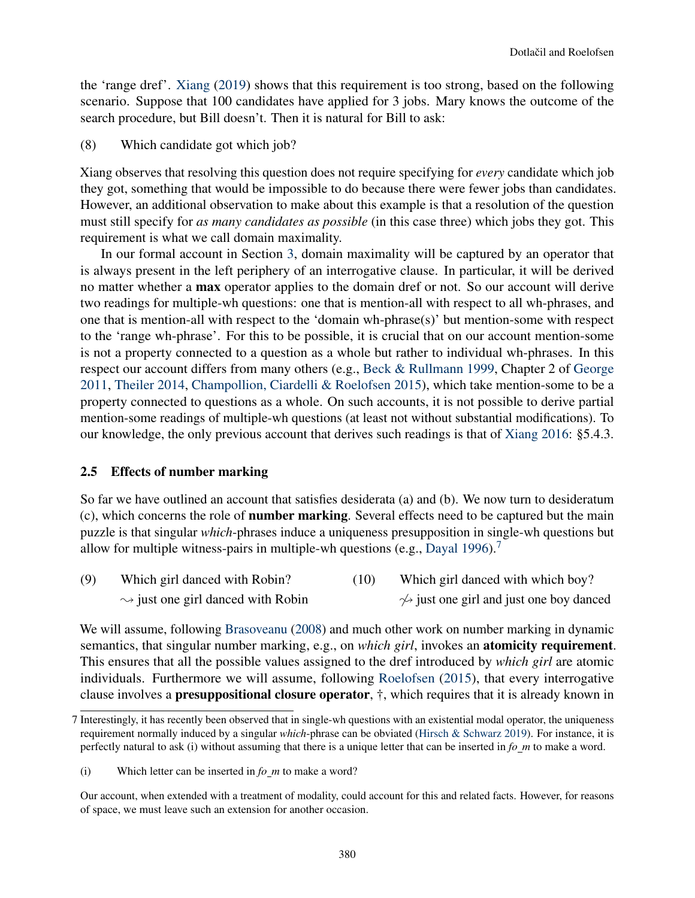the 'range dref'. Xiang (2019) shows that this requirement is too strong, based on the following scenario. Suppose that 100 candidates have applied for 3 jobs. Mary knows the outcome of the search procedure, but Bill doesn't. Then it is natural for Bill to ask:

(8) Which candidate got which job?

Xiang observes that resolving this question does not require specifying for *every* candidate which job they got, something that would be impossible to do because there were fewer jobs than candidates. However, an additional observation to make about this example is that a resolution of the question must still specify for *as many candidates as possible* (in this case three) which jobs they got. This requirement is what we call domain maximality.

In our formal account in Section 3, domain maximality will be captured by an operator that is always present in the left periphery of an interrogative clause. In particular, it will be derived no matter whether a **max** operator applies to the domain dref or not. So our account will derive two readings for multiple-wh questions: one that is mention-all with respect to all wh-phrases, and one that is mention-all with respect to the 'domain wh-phrase(s)' but mention-some with respect to the 'range wh-phrase'. For this to be possible, it is crucial that on our account mention-some is not a property connected to a question as a whole but rather to individual wh-phrases. In this respect our account differs from many others (e.g., Beck & Rullmann 1999, Chapter 2 of George 2011, Theiler 2014, Champollion, Ciardelli & Roelofsen 2015), which take mention-some to be a property connected to questions as a whole. On such accounts, it is not possible to derive partial mention-some readings of multiple-wh questions (at least not without substantial modifications). To our knowledge, the only previous account that derives such readings is that of Xiang 2016: §5.4.3.

### 2.5 Effects of number marking

So far we have outlined an account that satisfies desiderata (a) and (b). We now turn to desideratum (c), which concerns the role of **number marking**. Several effects need to be captured but the main puzzle is that singular *which*-phrases induce a uniqueness presupposition in single-wh questions but allow for multiple witness-pairs in multiple-wh questions (e.g., Dayal 1996).[7]

(9) Which girl danced with Robin?
$\rightsquigarrow$ just one girl danced with Robin

(10) Which girl danced with which boy?
$\not\rightsquigarrow$ just one girl and just one boy danced

We will assume, following Brasoveanu (2008) and much other work on number marking in dynamic semantics, that singular number marking, e.g., on *which girl*, invokes an **atomicity requirement**. This ensures that all the possible values assigned to the dref introduced by *which girl* are atomic individuals. Furthermore we will assume, following Roelofsen (2015), that every interrogative clause involves a **presuppositional closure operator**, †, which requires that it is already known in

---

7 Interestingly, it has recently been observed that in single-wh questions with an existential modal operator, the uniqueness requirement normally induced by a singular *which*-phrase can be obviated (Hirsch & Schwarz 2019). For instance, it is perfectly natural to ask (i) without assuming that there is a unique letter that can be inserted in *fo_m* to make a word.

(i) Which letter can be inserted in *fo_m* to make a word?

Our account, when extended with a treatment of modality, could account for this and related facts. However, for reasons of space, we must leave such an extension for another occasion.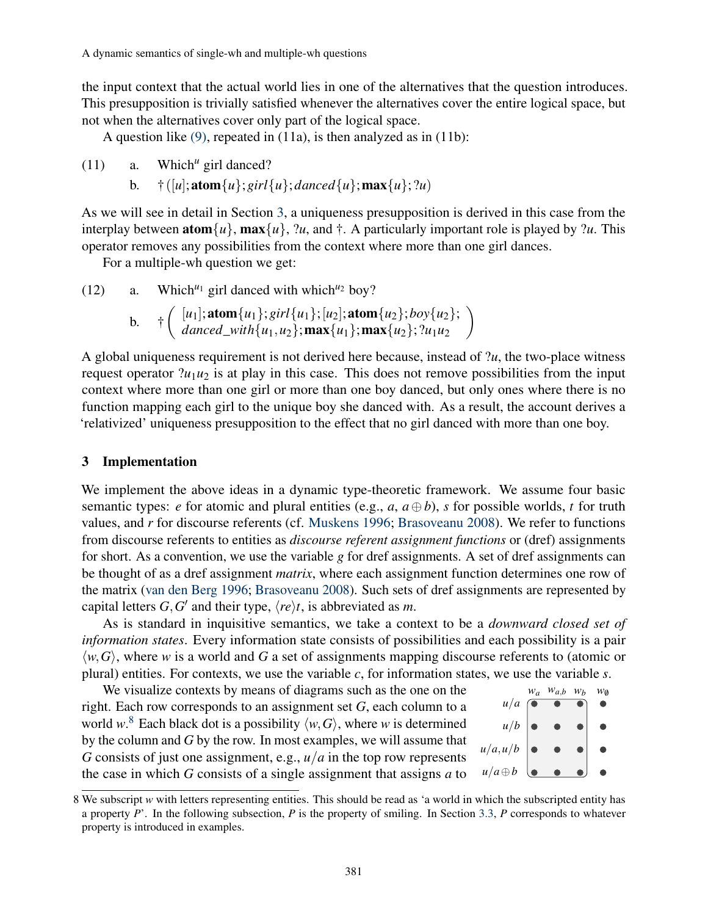the input context that the actual world lies in one of the alternatives that the question introduces. This presupposition is trivially satisfied whenever the alternatives cover the entire logical space, but not when the alternatives cover only part of the logical space.

A question like (9), repeated in (11a), is then analyzed as in (11b):

(11) a. Which$^u$ girl danced?

b. $\dagger([u]; \mathbf{atom}\{u\}; girl\{u\}; danced\{u\}; \mathbf{max}\{u\}; ?u)$

As we will see in detail in Section 3, a uniqueness presupposition is derived in this case from the interplay between $\mathbf{atom}\{u\}$, $\mathbf{max}\{u\}$, $?u$, and $\dagger$. A particularly important role is played by $?u$. This operator removes any possibilities from the context where more than one girl dances.

For a multiple-wh question we get:

(12) a. Which$^{u_1}$ girl danced with which$^{u_2}$ boy?

b. $$\dagger\left(\begin{array}{l}[u_1]; \mathbf{atom}\{u_1\}; girl\{u_1\}; [u_2]; \mathbf{atom}\{u_2\}; boy\{u_2\};\\ danced\_with\{u_1,u_2\}; \mathbf{max}\{u_1\}; \mathbf{max}\{u_2\}; ?u_1u_2\end{array}\right)$$

A global uniqueness requirement is not derived here because, instead of $?u$, the two-place witness request operator $?u_1u_2$ is at play in this case. This does not remove possibilities from the input context where more than one girl or more than one boy danced, but only ones where there is no function mapping each girl to the unique boy she danced with. As a result, the account derives a 'relativized' uniqueness presupposition to the effect that no girl danced with more than one boy.

## 3 Implementation

We implement the above ideas in a dynamic type-theoretic framework. We assume four basic semantic types: $e$ for atomic and plural entities (e.g., $a$, $a \oplus b$), $s$ for possible worlds, $t$ for truth values, and $r$ for discourse referents (cf. Muskens 1996; Brasoveanu 2008). We refer to functions from discourse referents to entities as *discourse referent assignment functions* or (dref) assignments for short. As a convention, we use the variable $g$ for dref assignments. A set of dref assignments can be thought of as a dref assignment *matrix*, where each assignment function determines one row of the matrix (van den Berg 1996; Brasoveanu 2008). Such sets of dref assignments are represented by capital letters $G, G'$ and their type, $\langle re \rangle t$, is abbreviated as $m$.

As is standard in inquisitive semantics, we take a context to be a *downward closed set of information states*. Every information state consists of possibilities and each possibility is a pair $\langle w, G \rangle$, where $w$ is a world and $G$ a set of assignments mapping discourse referents to (atomic or plural) entities. For contexts, we use the variable $c$, for information states, we use the variable $s$.

We visualize contexts by means of diagrams such as the one on the right. Each row corresponds to an assignment set $G$, each column to a world $w$.[8] Each black dot is a possibility $\langle w, G \rangle$, where $w$ is determined by the column and $G$ by the row. In most examples, we will assume that $G$ consists of just one assignment, e.g., $u/a$ in the top row represents the case in which $G$ consists of a single assignment that assigns $a$ to

| | $w_a$ | $w_{a,b}$ | $w_b$ | $w_\emptyset$ |
|---|---|---|---|---|
| $u/a$ | • | • | • | • |
| $u/b$ | • | • | • | • |
| $u/a, u/b$ | • | • | • | • |
| $u/a \oplus b$ | • | • | • | • |

8 We subscript $w$ with letters representing entities. This should be read as 'a world in which the subscripted entity has a property $P$'. In the following subsection, $P$ is the property of smiling. In Section 3.3, $P$ corresponds to whatever property is introduced in examples.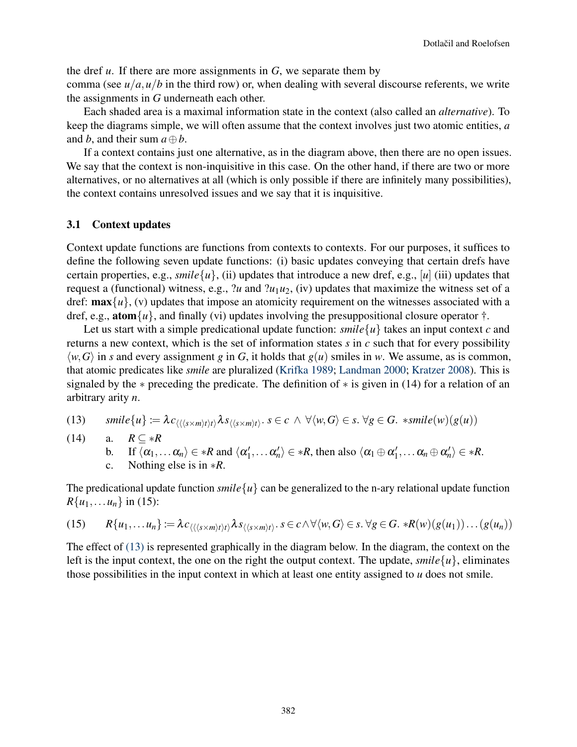the dref $u$. If there are more assignments in $G$, we separate them by comma (see $u/a, u/b$ in the third row) or, when dealing with several discourse referents, we write the assignments in $G$ underneath each other.

Each shaded area is a maximal information state in the context (also called an *alternative*). To keep the diagrams simple, we will often assume that the context involves just two atomic entities, $a$ and $b$, and their sum $a \oplus b$.

If a context contains just one alternative, as in the diagram above, then there are no open issues. We say that the context is non-inquisitive in this case. On the other hand, if there are two or more alternatives, or no alternatives at all (which is only possible if there are infinitely many possibilities), the context contains unresolved issues and we say that it is inquisitive.

### 3.1 Context updates

Context update functions are functions from contexts to contexts. For our purposes, it suffices to define the following seven update functions: (i) basic updates conveying that certain drefs have certain properties, e.g., $smile\{u\}$, (ii) updates that introduce a new dref, e.g., $[u]$ (iii) updates that request a (functional) witness, e.g., $?u$ and $?u_1u_2$, (iv) updates that maximize the witness set of a dref: $\mathbf{max}\{u\}$, (v) updates that impose an atomicity requirement on the witnesses associated with a dref, e.g., $\mathbf{atom}\{u\}$, and finally (vi) updates involving the presuppositional closure operator †.

Let us start with a simple predicational update function: $smile\{u\}$ takes an input context $c$ and returns a new context, which is the set of information states $s$ in $c$ such that for every possibility $\langle w, G\rangle$ in $s$ and every assignment $g$ in $G$, it holds that $g(u)$ smiles in $w$. We assume, as is common, that atomic predicates like *smile* are pluralized (Krifka 1989; Landman 2000; Kratzer 2008). This is signaled by the $*$ preceding the predicate. The definition of $*$ is given in (14) for a relation of an arbitrary arity $n$.

(13) $$smile\{u\} := \lambda c_{\langle\langle\langle s\times m\rangle t\rangle t\rangle} \lambda s_{\langle\langle s\times m\rangle t\rangle}.\ s \in c \ \wedge\ \forall \langle w, G\rangle \in s.\ \forall g \in G.\ {*smile}(w)(g(u))$$

(14) a. $R \subseteq {*R}$

b. If $\langle \alpha_1, \dots \alpha_n\rangle \in {*R}$ and $\langle \alpha'_1, \dots \alpha'_n\rangle \in {*R}$, then also $\langle \alpha_1 \oplus \alpha'_1, \dots \alpha_n \oplus \alpha'_n\rangle \in {*R}$.

c. Nothing else is in ${*R}$.

The predicational update function $smile\{u\}$ can be generalized to the n-ary relational update function $R\{u_1, \dots u_n\}$ in (15):

(15) $$R\{u_1, \dots u_n\} := \lambda c_{\langle\langle\langle s\times m\rangle t\rangle t\rangle} \lambda s_{\langle\langle s\times m\rangle t\rangle}.\ s \in c \wedge \forall \langle w, G\rangle \in s.\ \forall g \in G.\ {*R}(w)(g(u_1))\dots(g(u_n))$$

The effect of (13) is represented graphically in the diagram below. In the diagram, the context on the left is the input context, the one on the right the output context. The update, $smile\{u\}$, eliminates those possibilities in the input context in which at least one entity assigned to $u$ does not smile.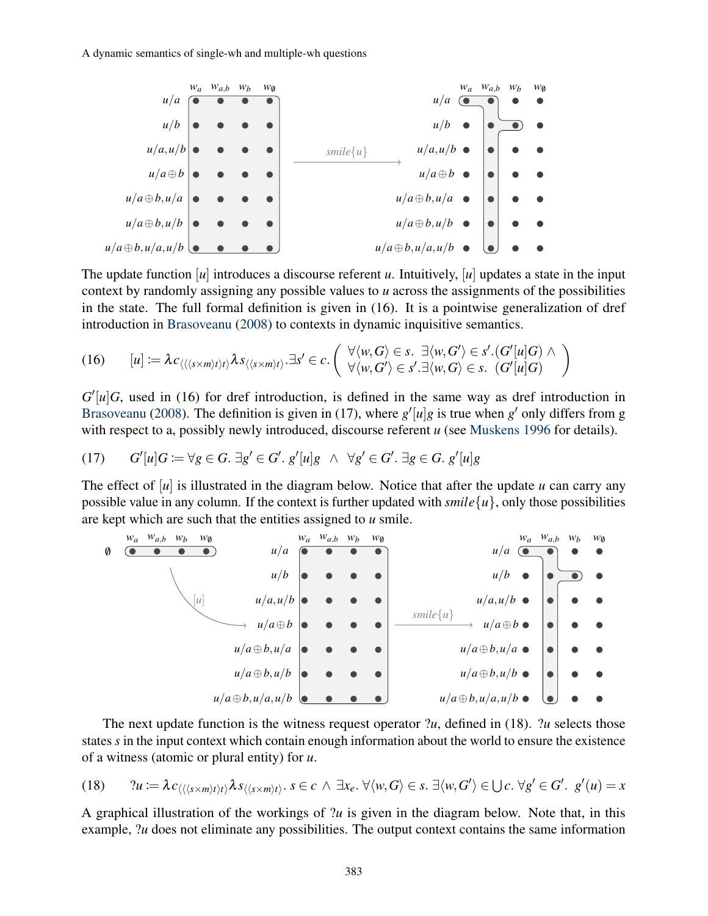The update function $[u]$ introduces a discourse referent $u$. Intuitively, $[u]$ updates a state in the input context by randomly assigning any possible values to $u$ across the assignments of the possibilities in the state. The full formal definition is given in (16). It is a pointwise generalization of dref introduction in Brasoveanu (2008) to contexts in dynamic inquisitive semantics.

(16) $$[u] := \lambda c_{\langle\langle\langle s\times m\rangle t\rangle t\rangle}\lambda s_{\langle\langle s\times m\rangle t\rangle}.\exists s' \in c. \left( \begin{array}{l} \forall\langle w,G\rangle \in s.\ \exists\langle w,G'\rangle \in s'.(G'[u]G) \wedge \\ \forall\langle w,G'\rangle \in s'.\exists\langle w,G\rangle \in s.\ (G'[u]G) \end{array} \right)$$

$G'[u]G$, used in (16) for dref introduction, is defined in the same way as dref introduction in Brasoveanu (2008). The definition is given in (17), where $g'[u]g$ is true when $g'$ only differs from g with respect to a, possibly newly introduced, discourse referent $u$ (see Muskens 1996 for details).

(17) $$G'[u]G := \forall g \in G.\ \exists g' \in G'.\ g'[u]g \ \wedge\ \forall g' \in G'.\ \exists g \in G.\ g'[u]g$$

The effect of $[u]$ is illustrated in the diagram below. Notice that after the update $u$ can carry any possible value in any column. If the context is further updated with $smile\{u\}$, only those possibilities are kept which are such that the entities assigned to $u$ smile.

The next update function is the witness request operator $?u$, defined in (18). $?u$ selects those states $s$ in the input context which contain enough information about the world to ensure the existence of a witness (atomic or plural entity) for $u$.

(18) $$?u := \lambda c_{\langle\langle\langle s\times m\rangle t\rangle t\rangle}\lambda s_{\langle\langle s\times m\rangle t\rangle}.\ s \in c \wedge \exists x_e.\ \forall\langle w,G\rangle \in s.\ \exists\langle w,G'\rangle \in \bigcup c.\ \forall g' \in G'.\ g'(u) = x$$

A graphical illustration of the workings of $?u$ is given in the diagram below. Note that, in this example, $?u$ does not eliminate any possibilities. The output context contains the same information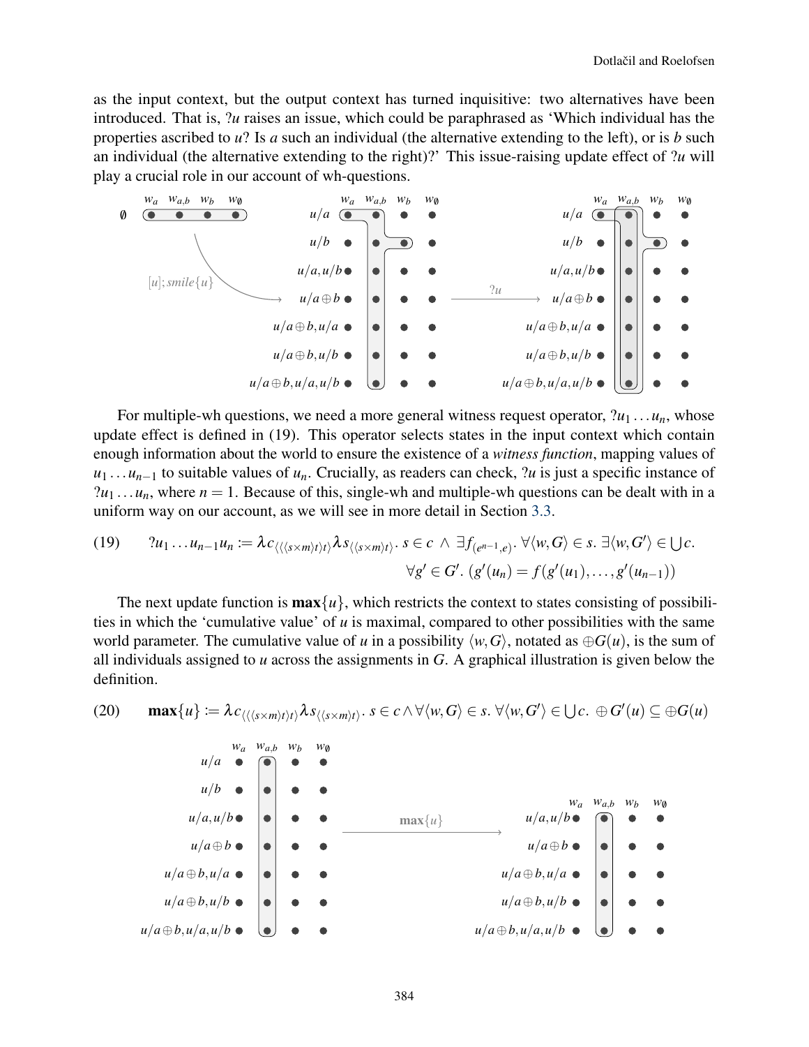as the input context, but the output context has turned inquisitive: two alternatives have been introduced. That is, $?u$ raises an issue, which could be paraphrased as 'Which individual has the properties ascribed to $u$? Is $a$ such an individual (the alternative extending to the left), or is $b$ such an individual (the alternative extending to the right)?' This issue-raising update effect of $?u$ will play a crucial role in our account of wh-questions.

For multiple-wh questions, we need a more general witness request operator, $?u_1 \ldots u_n$, whose update effect is defined in (19). This operator selects states in the input context which contain enough information about the world to ensure the existence of a *witness function*, mapping values of $u_1 \ldots u_{n-1}$ to suitable values of $u_n$. Crucially, as readers can check, $?u$ is just a specific instance of $?u_1 \ldots u_n$, where $n = 1$. Because of this, single-wh and multiple-wh questions can be dealt with in a uniform way on our account, as we will see in more detail in Section 3.3.

(19) $$?u_1 \ldots u_{n-1}u_n := \lambda c_{\langle\langle\langle s \times m\rangle t\rangle t\rangle}\lambda s_{\langle\langle s \times m\rangle t\rangle}.\ s \in c\ \wedge\ \exists f_{(e^{n-1},e)}.\ \forall\langle w, G\rangle \in s.\ \exists\langle w, G'\rangle \in \bigcup c.\ \forall g' \in G'.\ (g'(u_n) = f(g'(u_1), \ldots, g'(u_{n-1}))$$

The next update function is $\mathbf{max}\{u\}$, which restricts the context to states consisting of possibilities in which the 'cumulative value' of $u$ is maximal, compared to other possibilities with the same world parameter. The cumulative value of $u$ in a possibility $\langle w, G\rangle$, notated as $\oplus G(u)$, is the sum of all individuals assigned to $u$ across the assignments in $G$. A graphical illustration is given below the definition.

(20) $$\mathbf{max}\{u\} := \lambda c_{\langle\langle\langle s \times m\rangle t\rangle t\rangle}\lambda s_{\langle\langle s \times m\rangle t\rangle}.\ s \in c \wedge \forall\langle w, G\rangle \in s.\ \forall\langle w, G'\rangle \in \bigcup c.\ \oplus G'(u) \subseteq \oplus G(u)$$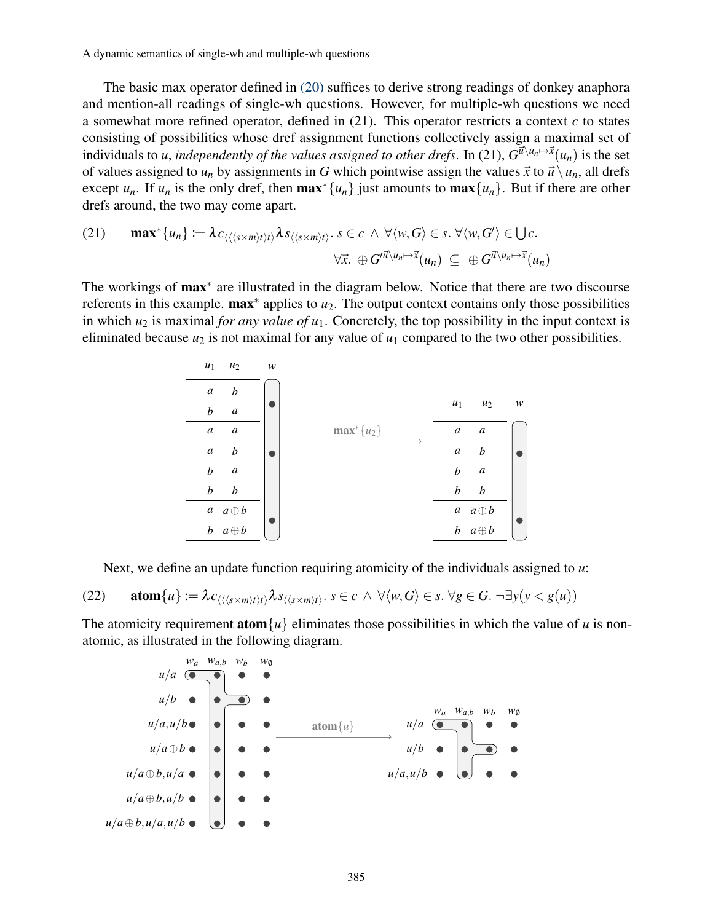The basic max operator defined in (20) suffices to derive strong readings of donkey anaphora and mention-all readings of single-wh questions. However, for multiple-wh questions we need a somewhat more refined operator, defined in (21). This operator restricts a context $c$ to states consisting of possibilities whose dref assignment functions collectively assign a maximal set of individuals to $u$, *independently of the values assigned to other drefs*. In (21), $G^{\vec{u}\setminus u_n \mapsto \vec{x}}(u_n)$ is the set of values assigned to $u_n$ by assignments in $G$ which pointwise assign the values $\vec{x}$ to $\vec{u}\setminus u_n$, all drefs except $u_n$. If $u_n$ is the only dref, then $\mathbf{max}^*\{u_n\}$ just amounts to $\mathbf{max}\{u_n\}$. But if there are other drefs around, the two may come apart.

(21) $$\mathbf{max}^*\{u_n\} := \lambda c_{\langle\langle\langle s\times m\rangle t\rangle t\rangle}\lambda s_{\langle\langle s\times m\rangle t\rangle}.\ s \in c\ \wedge\ \forall\langle w,G\rangle \in s.\ \forall\langle w,G'\rangle \in \bigcup c.\ \forall\vec{x}.\ \oplus G'^{\vec{u}\setminus u_n\mapsto\vec{x}}(u_n)\ \subseteq\ \oplus G^{\vec{u}\setminus u_n\mapsto\vec{x}}(u_n)$$

The workings of $\mathbf{max}^*$ are illustrated in the diagram below. Notice that there are two discourse referents in this example. $\mathbf{max}^*$ applies to $u_2$. The output context contains only those possibilities in which $u_2$ is maximal *for any value of* $u_1$. Concretely, the top possibility in the input context is eliminated because $u_2$ is not maximal for any value of $u_1$ compared to the two other possibilities.

Input context:

| $u_1$ | $u_2$ | $w$ |
|---|---|---|
| $a$ | $b$ | • |
| $b$ | $a$ | |
| $a$ | $a$ | • |
| $a$ | $b$ | |
| $b$ | $a$ | |
| $b$ | $b$ | |
| $a$ | $a\oplus b$ | • |
| $b$ | $a\oplus b$ | |

$\xrightarrow{\mathbf{max}^*\{u_2\}}$

Output context:

| $u_1$ | $u_2$ | $w$ |
|---|---|---|
| $a$ | $a$ | • |
| $a$ | $b$ | |
| $b$ | $a$ | |
| $b$ | $b$ | |
| $a$ | $a\oplus b$ | • |
| $b$ | $a\oplus b$ | |

Next, we define an update function requiring atomicity of the individuals assigned to $u$:

(22) $$\mathbf{atom}\{u\} := \lambda c_{\langle\langle\langle s\times m\rangle t\rangle t\rangle}\lambda s_{\langle\langle s\times m\rangle t\rangle}.\ s \in c\ \wedge\ \forall\langle w,G\rangle \in s.\ \forall g \in G.\ \neg\exists y(y < g(u))$$

The atomicity requirement $\mathbf{atom}\{u\}$ eliminates those possibilities in which the value of $u$ is non-atomic, as illustrated in the following diagram.

Input (rows: assignments; columns: $w_a$, $w_{a,b}$, $w_b$, $w_\emptyset$): $u/a$; $u/b$; $u/a, u/b$; $u/a\oplus b$; $u/a\oplus b, u/a$; $u/a\oplus b, u/b$; $u/a\oplus b, u/a, u/b$

$\xrightarrow{\mathbf{atom}\{u\}}$

Output (rows: assignments; columns: $w_a$, $w_{a,b}$, $w_b$, $w_\emptyset$): $u/a$; $u/b$; $u/a, u/b$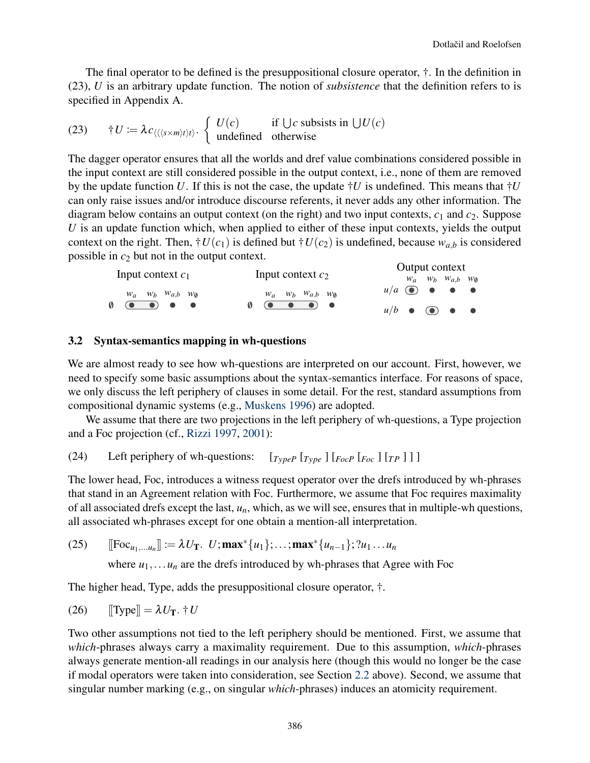The final operator to be defined is the presuppositional closure operator, †. In the definition in (23), $U$ is an arbitrary update function. The notion of *subsistence* that the definition refers to is specified in Appendix A.

(23) $$\dagger U := \lambda c_{\langle\langle\langle s\times m\rangle t\rangle t\rangle}. \begin{cases} U(c) & \text{if } \bigcup c \text{ subsists in } \bigcup U(c) \\ \text{undefined} & \text{otherwise} \end{cases}$$

The dagger operator ensures that all the worlds and dref value combinations considered possible in the input context are still considered possible in the output context, i.e., none of them are removed by the update function $U$. If this is not the case, the update $\dagger U$ is undefined. This means that $\dagger U$ can only raise issues and/or introduce discourse referents, it never adds any other information. The diagram below contains an output context (on the right) and two input contexts, $c_1$ and $c_2$. Suppose $U$ is an update function which, when applied to either of these input contexts, yields the output context on the right. Then, $\dagger U(c_1)$ is defined but $\dagger U(c_2)$ is undefined, because $w_{a,b}$ is considered possible in $c_2$ but not in the output context.

Input context $c_1$: $\emptyset$ — $w_a$, $w_b$ (grouped), $w_{a,b}$, $w_\emptyset$

Input context $c_2$: $\emptyset$ — $w_a$, $w_b$, $w_{a,b}$ (grouped), $w_\emptyset$

Output context: $u/a$ — $w_a$ (circled), $w_b$, $w_{a,b}$, $w_\emptyset$; $u/b$ — $w_a$, $w_b$ (circled), $w_{a,b}$, $w_\emptyset$

### 3.2 Syntax-semantics mapping in wh-questions

We are almost ready to see how wh-questions are interpreted on our account. First, however, we need to specify some basic assumptions about the syntax-semantics interface. For reasons of space, we only discuss the left periphery of clauses in some detail. For the rest, standard assumptions from compositional dynamic systems (e.g., Muskens 1996) are adopted.

We assume that there are two projections in the left periphery of wh-questions, a Type projection and a Foc projection (cf., Rizzi 1997, 2001):

(24) Left periphery of wh-questions: $[_{TypeP}\, [_{Type}\ ]\, [_{FocP}\, [_{Foc}\ ]\, [_{TP}\ ]\,]\,]$

The lower head, Foc, introduces a witness request operator over the drefs introduced by wh-phrases that stand in an Agreement relation with Foc. Furthermore, we assume that Foc requires maximality of all associated drefs except the last, $u_n$, which, as we will see, ensures that in multiple-wh questions, all associated wh-phrases except for one obtain a mention-all interpretation.

(25) $$[\![\text{Foc}_{u_1,\ldots u_n}]\!] := \lambda U_{\mathbf{T}}.\ U; \mathbf{max}^*\{u_1\}; \ldots; \mathbf{max}^*\{u_{n-1}\}; ?u_1 \ldots u_n$$

where $u_1, \ldots u_n$ are the drefs introduced by wh-phrases that Agree with Foc

The higher head, Type, adds the presuppositional closure operator, †.

(26) $$[\![\text{Type}]\!] = \lambda U_{\mathbf{T}}.\ \dagger U$$

Two other assumptions not tied to the left periphery should be mentioned. First, we assume that *which*-phrases always carry a maximality requirement. Due to this assumption, *which*-phrases always generate mention-all readings in our analysis here (though this would no longer be the case if modal operators were taken into consideration, see Section 2.2 above). Second, we assume that singular number marking (e.g., on singular *which*-phrases) induces an atomicity requirement.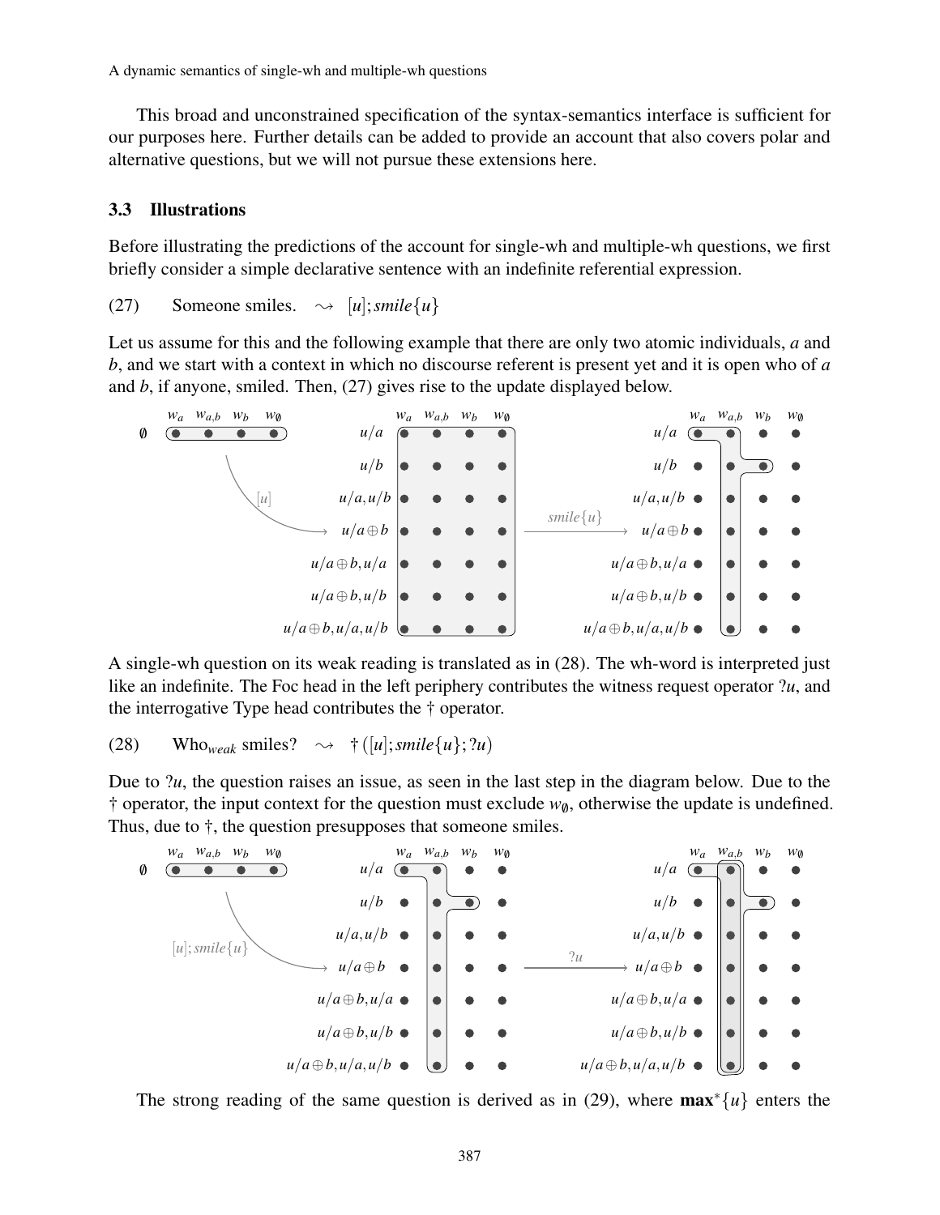This broad and unconstrained specification of the syntax-semantics interface is sufficient for our purposes here. Further details can be added to provide an account that also covers polar and alternative questions, but we will not pursue these extensions here.

### 3.3 Illustrations

Before illustrating the predictions of the account for single-wh and multiple-wh questions, we first briefly consider a simple declarative sentence with an indefinite referential expression.

(27) Someone smiles. $\rightsquigarrow$ $[u]; smile\{u\}$

Let us assume for this and the following example that there are only two atomic individuals, *a* and *b*, and we start with a context in which no discourse referent is present yet and it is open who of *a* and *b*, if anyone, smiled. Then, (27) gives rise to the update displayed below.

A single-wh question on its weak reading is translated as in (28). The wh-word is interpreted just like an indefinite. The Foc head in the left periphery contributes the witness request operator $?u$, and the interrogative Type head contributes the † operator.

(28) Who$_{weak}$ smiles? $\rightsquigarrow$ $\dagger([u]; smile\{u\}; ?u)$

Due to $?u$, the question raises an issue, as seen in the last step in the diagram below. Due to the † operator, the input context for the question must exclude $w_\emptyset$, otherwise the update is undefined. Thus, due to †, the question presupposes that someone smiles.

The strong reading of the same question is derived as in (29), where $\mathbf{max}^*\{u\}$ enters the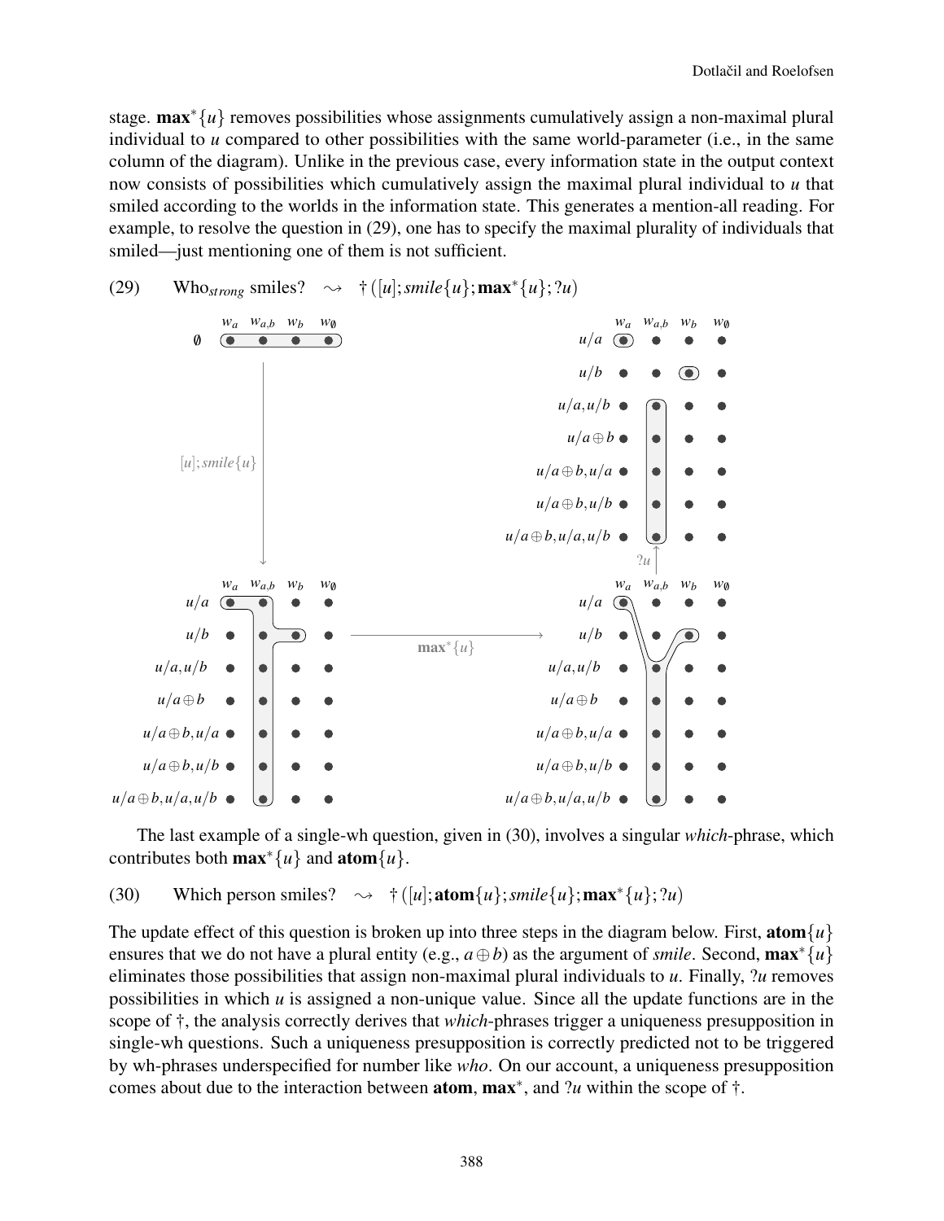stage. $\mathbf{max}^*\{u\}$ removes possibilities whose assignments cumulatively assign a non-maximal plural individual to $u$ compared to other possibilities with the same world-parameter (i.e., in the same column of the diagram). Unlike in the previous case, every information state in the output context now consists of possibilities which cumulatively assign the maximal plural individual to $u$ that smiled according to the worlds in the information state. This generates a mention-all reading. For example, to resolve the question in (29), one has to specify the maximal plurality of individuals that smiled—just mentioning one of them is not sufficient.

(29) Who$_{strong}$ smiles? $\rightsquigarrow$ $\dagger([u]; smile\{u\}; \mathbf{max}^*\{u\}; ?u)$

The last example of a single-wh question, given in (30), involves a singular *which*-phrase, which contributes both $\mathbf{max}^*\{u\}$ and $\mathbf{atom}\{u\}$.

(30) Which person smiles? $\rightsquigarrow$ $\dagger([u]; \mathbf{atom}\{u\}; smile\{u\}; \mathbf{max}^*\{u\}; ?u)$

The update effect of this question is broken up into three steps in the diagram below. First, $\mathbf{atom}\{u\}$ ensures that we do not have a plural entity (e.g., $a \oplus b$) as the argument of *smile*. Second, $\mathbf{max}^*\{u\}$ eliminates those possibilities that assign non-maximal plural individuals to $u$. Finally, $?u$ removes possibilities in which $u$ is assigned a non-unique value. Since all the update functions are in the scope of $\dagger$, the analysis correctly derives that *which*-phrases trigger a uniqueness presupposition in single-wh questions. Such a uniqueness presupposition is correctly predicted not to be triggered by wh-phrases underspecified for number like *who*. On our account, a uniqueness presupposition comes about due to the interaction between **atom**, $\mathbf{max}^*$, and $?u$ within the scope of $\dagger$.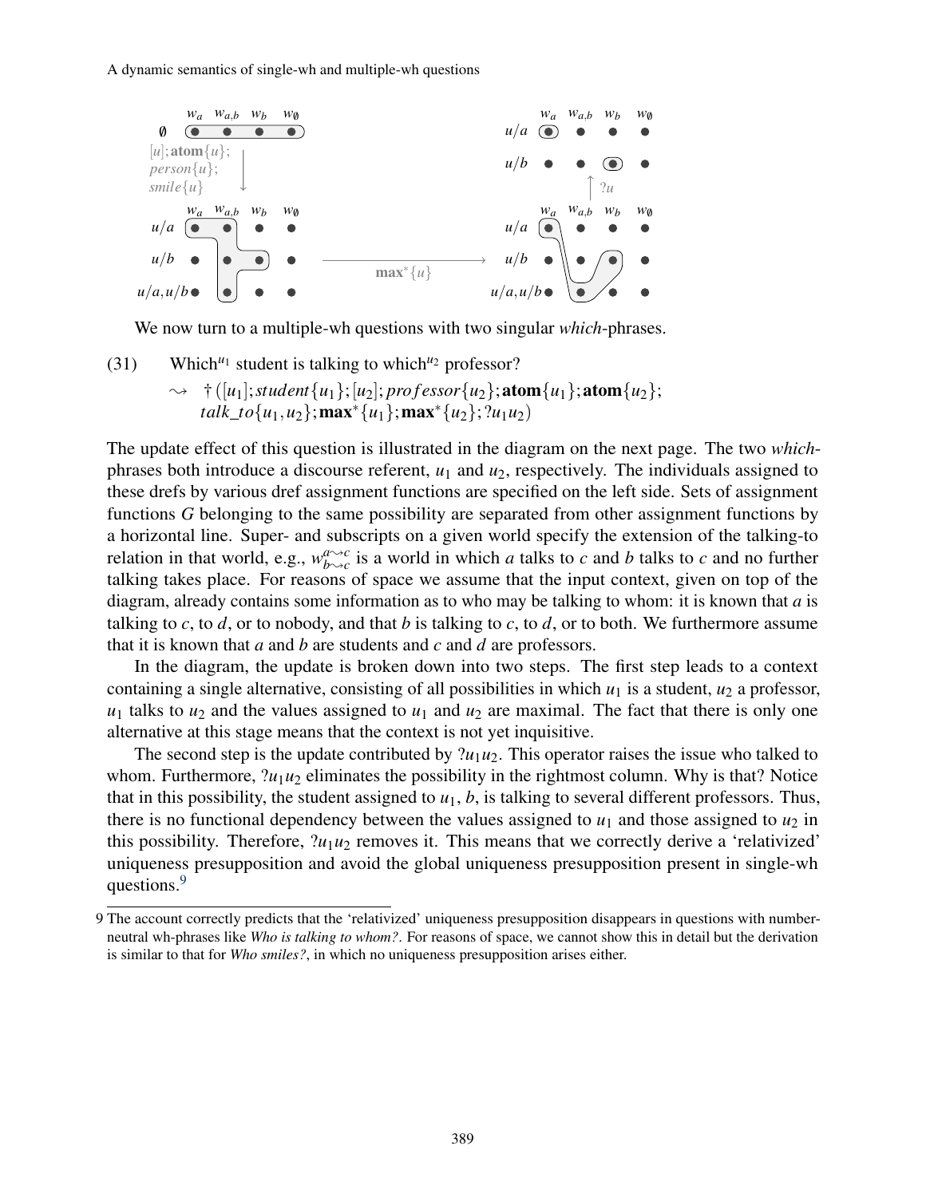We now turn to a multiple-wh questions with two singular *which*-phrases.

(31) Which$^{u_1}$ student is talking to which$^{u_2}$ professor?

$$\rightsquigarrow \ \dagger([u_1]; student\{u_1\}; [u_2]; professor\{u_2\}; \mathbf{atom}\{u_1\}; \mathbf{atom}\{u_2\}; talk\_to\{u_1, u_2\}; \mathbf{max}^*\{u_1\}; \mathbf{max}^*\{u_2\}; ?u_1u_2)$$

The update effect of this question is illustrated in the diagram on the next page. The two *which*-phrases both introduce a discourse referent, $u_1$ and $u_2$, respectively. The individuals assigned to these drefs by various dref assignment functions are specified on the left side. Sets of assignment functions $G$ belonging to the same possibility are separated from other assignment functions by a horizontal line. Super- and subscripts on a given world specify the extension of the talking-to relation in that world, e.g., $w^{a \rightsquigarrow c}_{b \rightsquigarrow c}$ is a world in which $a$ talks to $c$ and $b$ talks to $c$ and no further talking takes place. For reasons of space we assume that the input context, given on top of the diagram, already contains some information as to who may be talking to whom: it is known that $a$ is talking to $c$, to $d$, or to nobody, and that $b$ is talking to $c$, to $d$, or to both. We furthermore assume that it is known that $a$ and $b$ are students and $c$ and $d$ are professors.

In the diagram, the update is broken down into two steps. The first step leads to a context containing a single alternative, consisting of all possibilities in which $u_1$ is a student, $u_2$ a professor, $u_1$ talks to $u_2$ and the values assigned to $u_1$ and $u_2$ are maximal. The fact that there is only one alternative at this stage means that the context is not yet inquisitive.

The second step is the update contributed by $?u_1u_2$. This operator raises the issue who talked to whom. Furthermore, $?u_1u_2$ eliminates the possibility in the rightmost column. Why is that? Notice that in this possibility, the student assigned to $u_1$, $b$, is talking to several different professors. Thus, there is no functional dependency between the values assigned to $u_1$ and those assigned to $u_2$ in this possibility. Therefore, $?u_1u_2$ removes it. This means that we correctly derive a 'relativized' uniqueness presupposition and avoid the global uniqueness presupposition present in single-wh questions.[9]

[9] The account correctly predicts that the 'relativized' uniqueness presupposition disappears in questions with number-neutral wh-phrases like *Who is talking to whom?*. For reasons of space, we cannot show this in detail but the derivation is similar to that for *Who smiles?*, in which no uniqueness presupposition arises either.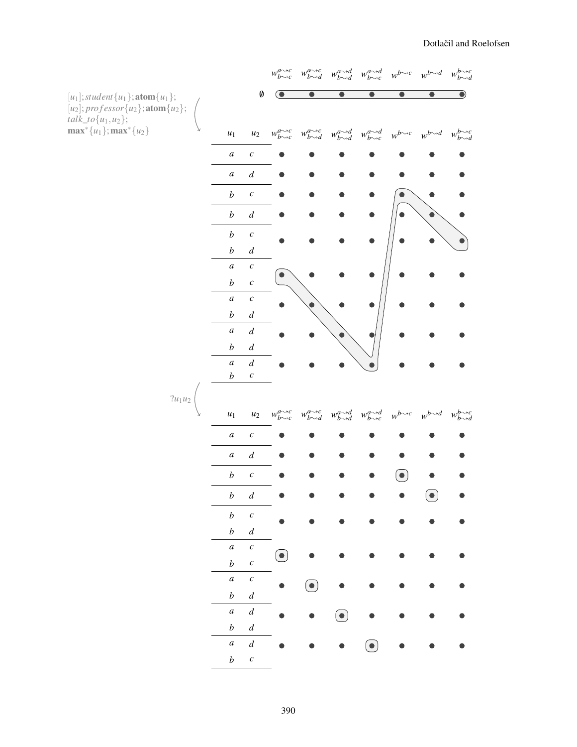$[u_1]; student\{u_1\}; \mathbf{atom}\{u_1\};$
$[u_2]; professor\{u_2\}; \mathbf{atom}\{u_2\};$
$talk\_to\{u_1, u_2\};$
$\mathbf{max}^*\{u_1\}; \mathbf{max}^*\{u_2\}$

| | $w^{a\leadsto c}_{b\leadsto c}$ | $w^{a\leadsto c}_{b\leadsto d}$ | $w^{a\leadsto d}_{b\leadsto d}$ | $w^{a\leadsto d}_{b\leadsto c}$ | $w^{b\leadsto c}$ | $w^{b\leadsto d}$ | $w^{b\leadsto c}_{b\leadsto d}$ |
|---|---|---|---|---|---|---|---|
| $\emptyset$ | ● | ● | ● | ● | ● | ● | ● |

| $u_1$ | $u_2$ | $w^{a\leadsto c}_{b\leadsto c}$ | $w^{a\leadsto c}_{b\leadsto d}$ | $w^{a\leadsto d}_{b\leadsto d}$ | $w^{a\leadsto d}_{b\leadsto c}$ | $w^{b\leadsto c}$ | $w^{b\leadsto d}$ | $w^{b\leadsto c}_{b\leadsto d}$ |
|---|---|---|---|---|---|---|---|---|
| $a$ | $c$ | ● | ● | ● | ● | ● | ● | ● |
| $a$ | $d$ | ● | ● | ● | ● | ● | ● | ● |
| $b$ | $c$ | ● | ● | ● | ● | ● | ● | ● |
| $b$ | $d$ | ● | ● | ● | ● | ● | ● | ● |
| $b$ / $b$ | $c$ / $d$ | ● | ● | ● | ● | ● | ● | ● |
| $a$ / $b$ | $c$ / $c$ | ● | ● | ● | ● | ● | ● | ● |
| $a$ / $b$ | $c$ / $d$ | ● | ● | ● | ● | ● | ● | ● |
| $a$ / $b$ | $d$ / $d$ | ● | ● | ● | ● | ● | ● | ● |
| $a$ / $b$ | $d$ / $c$ | ● | ● | ● | ● | ● | ● | ● |

$?u_1 u_2$

| $u_1$ | $u_2$ | $w^{a\leadsto c}_{b\leadsto c}$ | $w^{a\leadsto c}_{b\leadsto d}$ | $w^{a\leadsto d}_{b\leadsto d}$ | $w^{a\leadsto d}_{b\leadsto c}$ | $w^{b\leadsto c}$ | $w^{b\leadsto d}$ | $w^{b\leadsto c}_{b\leadsto d}$ |
|---|---|---|---|---|---|---|---|---|
| $a$ | $c$ | ● | ● | ● | ● | ● | ● | ● |
| $a$ | $d$ | ● | ● | ● | ● | ● | ● | ● |
| $b$ | $c$ | ● | ● | ● | ● | ● | ● | ● |
| $b$ | $d$ | ● | ● | ● | ● | ● | ● | ● |
| $b$ / $b$ | $c$ / $d$ | ● | ● | ● | ● | ● | ● | ● |
| $a$ / $b$ | $c$ / $c$ | ● | ● | ● | ● | ● | ● | ● |
| $a$ / $b$ | $c$ / $d$ | ● | ● | ● | ● | ● | ● | ● |
| $a$ / $b$ | $d$ / $d$ | ● | ● | ● | ● | ● | ● | ● |
| $a$ / $b$ | $d$ / $c$ | ● | ● | ● | ● | ● | ● | ● |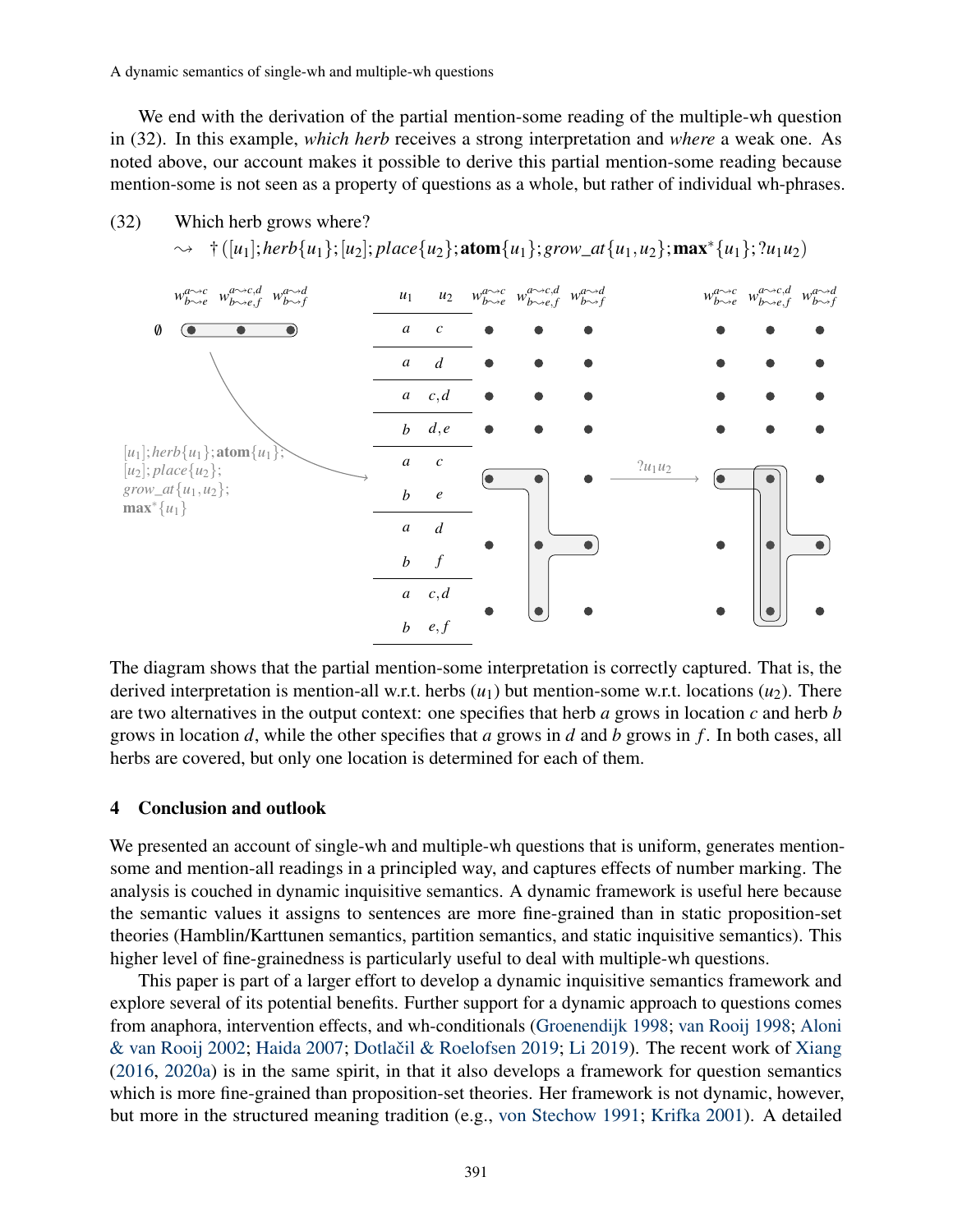We end with the derivation of the partial mention-some reading of the multiple-wh question in (32). In this example, *which herb* receives a strong interpretation and *where* a weak one. As noted above, our account makes it possible to derive this partial mention-some reading because mention-some is not seen as a property of questions as a whole, but rather of individual wh-phrases.

(32) Which herb grows where?

$\rightsquigarrow\ \dagger([u_1]; herb\{u_1\}; [u_2]; place\{u_2\}; \mathbf{atom}\{u_1\}; grow\_at\{u_1, u_2\}; \mathbf{max}^*\{u_1\}; ?u_1u_2)$

| $u_1$ | $u_2$ |
|---|---|
| $a$ | $c$ |
| $a$ | $d$ |
| $a$ | $c,d$ |
| $b$ | $d,e$ |
| $a$ | $c$ |
| $b$ | $e$ |
| $a$ | $d$ |
| $b$ | $f$ |
| $a$ | $c,d$ |
| $b$ | $e,f$ |

Worlds: $w^{a\rightsquigarrow c}_{b\rightsquigarrow e}$, $w^{a\rightsquigarrow c,d}_{b\rightsquigarrow e,f}$, $w^{a\rightsquigarrow d}_{b\rightsquigarrow f}$

Update: $[u_1]; herb\{u_1\}; \mathbf{atom}\{u_1\}; [u_2]; place\{u_2\}; grow\_at\{u_1,u_2\}; \mathbf{max}^*\{u_1\}$, then $?u_1u_2$

The diagram shows that the partial mention-some interpretation is correctly captured. That is, the derived interpretation is mention-all w.r.t. herbs ($u_1$) but mention-some w.r.t. locations ($u_2$). There are two alternatives in the output context: one specifies that herb $a$ grows in location $c$ and herb $b$ grows in location $d$, while the other specifies that $a$ grows in $d$ and $b$ grows in $f$. In both cases, all herbs are covered, but only one location is determined for each of them.

## 4 Conclusion and outlook

We presented an account of single-wh and multiple-wh questions that is uniform, generates mention-some and mention-all readings in a principled way, and captures effects of number marking. The analysis is couched in dynamic inquisitive semantics. A dynamic framework is useful here because the semantic values it assigns to sentences are more fine-grained than in static proposition-set theories (Hamblin/Karttunen semantics, partition semantics, and static inquisitive semantics). This higher level of fine-grainedness is particularly useful to deal with multiple-wh questions.

This paper is part of a larger effort to develop a dynamic inquisitive semantics framework and explore several of its potential benefits. Further support for a dynamic approach to questions comes from anaphora, intervention effects, and wh-conditionals (Groenendijk 1998; van Rooij 1998; Aloni & van Rooij 2002; Haida 2007; Dotlačil & Roelofsen 2019; Li 2019). The recent work of Xiang (2016, 2020a) is in the same spirit, in that it also develops a framework for question semantics which is more fine-grained than proposition-set theories. Her framework is not dynamic, however, but more in the structured meaning tradition (e.g., von Stechow 1991; Krifka 2001). A detailed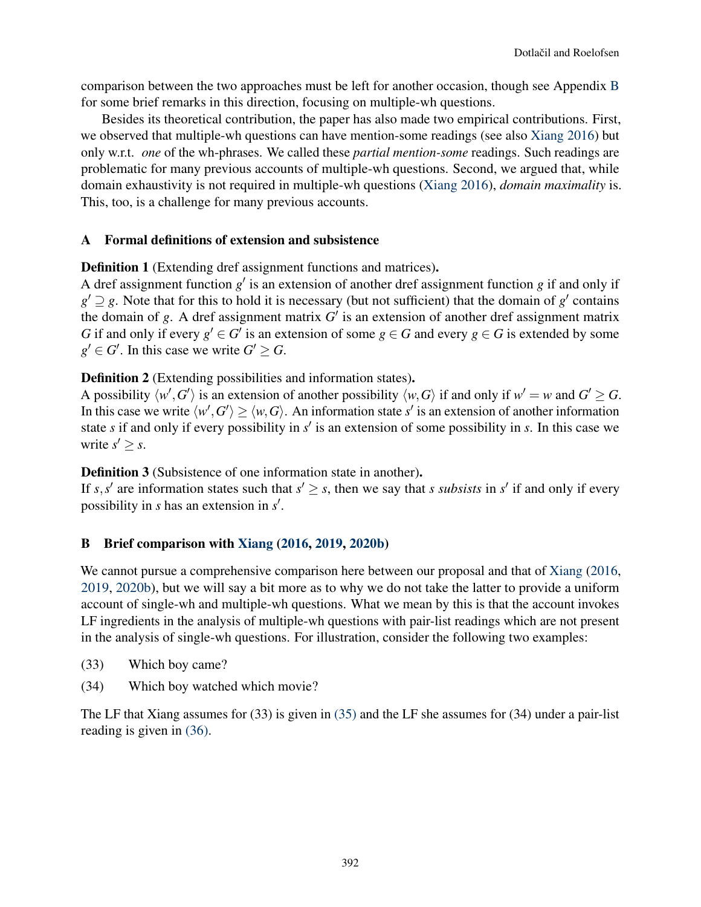comparison between the two approaches must be left for another occasion, though see Appendix B for some brief remarks in this direction, focusing on multiple-wh questions.

Besides its theoretical contribution, the paper has also made two empirical contributions. First, we observed that multiple-wh questions can have mention-some readings (see also Xiang 2016) but only w.r.t. *one* of the wh-phrases. We called these *partial mention-some* readings. Such readings are problematic for many previous accounts of multiple-wh questions. Second, we argued that, while domain exhaustivity is not required in multiple-wh questions (Xiang 2016), *domain maximality* is. This, too, is a challenge for many previous accounts.

## A Formal definitions of extension and subsistence

**Definition 1** (Extending dref assignment functions and matrices)**.**
A dref assignment function $g'$ is an extension of another dref assignment function $g$ if and only if $g' \supseteq g$. Note that for this to hold it is necessary (but not sufficient) that the domain of $g'$ contains the domain of $g$. A dref assignment matrix $G'$ is an extension of another dref assignment matrix $G$ if and only if every $g' \in G'$ is an extension of some $g \in G$ and every $g \in G$ is extended by some $g' \in G'$. In this case we write $G' \geq G$.

**Definition 2** (Extending possibilities and information states)**.**
A possibility $\langle w', G' \rangle$ is an extension of another possibility $\langle w, G \rangle$ if and only if $w' = w$ and $G' \geq G$. In this case we write $\langle w', G' \rangle \geq \langle w, G \rangle$. An information state $s'$ is an extension of another information state $s$ if and only if every possibility in $s'$ is an extension of some possibility in $s$. In this case we write $s' \geq s$.

**Definition 3** (Subsistence of one information state in another)**.**
If $s, s'$ are information states such that $s' \geq s$, then we say that $s$ *subsists* in $s'$ if and only if every possibility in $s$ has an extension in $s'$.

## B Brief comparison with Xiang (2016, 2019, 2020b)

We cannot pursue a comprehensive comparison here between our proposal and that of Xiang (2016, 2019, 2020b), but we will say a bit more as to why we do not take the latter to provide a uniform account of single-wh and multiple-wh questions. What we mean by this is that the account invokes LF ingredients in the analysis of multiple-wh questions with pair-list readings which are not present in the analysis of single-wh questions. For illustration, consider the following two examples:

(33) Which boy came?

(34) Which boy watched which movie?

The LF that Xiang assumes for (33) is given in (35) and the LF she assumes for (34) under a pair-list reading is given in (36).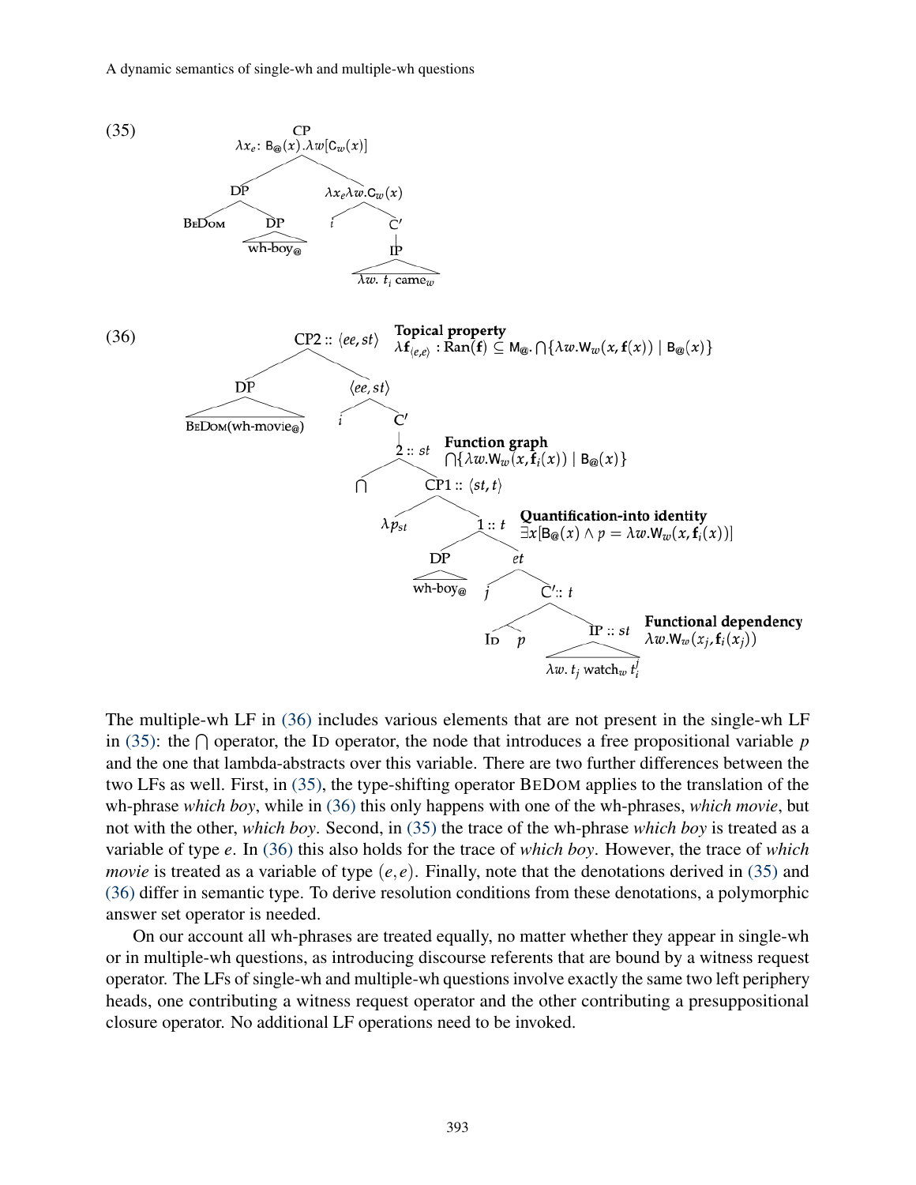(35) [CP $\lambda x_e\colon \mathsf{B}_@(x).\lambda w[\mathsf{C}_w(x)]$ [DP BeDom [DP wh-boy$_@$]] [$\lambda x_e \lambda w.\mathsf{C}_w(x)$ $i$ [C′ [IP $\lambda w.\ t_i$ came$_w$]]]]

(36) [CP2 :: $\langle ee, st\rangle$ **Topical property** $\lambda \mathbf{f}_{\langle e,e\rangle} : \mathrm{Ran}(\mathbf{f}) \subseteq \mathsf{M}_@.\bigcap\{\lambda w.\mathsf{W}_w(x,\mathbf{f}(x)) \mid \mathsf{B}_@(x)\}$
[DP BeDom(wh-movie$_@$)]
[$\langle ee, st\rangle$ $i$ [C′ [2 :: $st$ **Function graph** $\bigcap\{\lambda w.\mathsf{W}_w(x,\mathbf{f}_i(x)) \mid \mathsf{B}_@(x)\}$
$\bigcap$ [CP1 :: $\langle st, t\rangle$ $\lambda p_{st}$ [1 :: $t$ **Quantification-into identity** $\exists x[\mathsf{B}_@(x) \wedge p = \lambda w.\mathsf{W}_w(x,\mathbf{f}_i(x))]$
[DP wh-boy$_@$] [$et$ $j$ [C′ :: $t$ [Id $p$] [IP :: $st$ **Functional dependency** $\lambda w.\mathsf{W}_w(x_j,\mathbf{f}_i(x_j))$ $\lambda w.\ t_j$ watch$_w$ $t_i^j$]]]]]]]]]

The multiple-wh LF in (36) includes various elements that are not present in the single-wh LF in (35): the $\bigcap$ operator, the Id operator, the node that introduces a free propositional variable $p$ and the one that lambda-abstracts over this variable. There are two further differences between the two LFs as well. First, in (35), the type-shifting operator BeDom applies to the translation of the wh-phrase *which boy*, while in (36) this only happens with one of the wh-phrases, *which movie*, but not with the other, *which boy*. Second, in (35) the trace of the wh-phrase *which boy* is treated as a variable of type $e$. In (36) this also holds for the trace of *which boy*. However, the trace of *which movie* is treated as a variable of type $(e, e)$. Finally, note that the denotations derived in (35) and (36) differ in semantic type. To derive resolution conditions from these denotations, a polymorphic answer set operator is needed.

On our account all wh-phrases are treated equally, no matter whether they appear in single-wh or in multiple-wh questions, as introducing discourse referents that are bound by a witness request operator. The LFs of single-wh and multiple-wh questions involve exactly the same two left periphery heads, one contributing a witness request operator and the other contributing a presuppositional closure operator. No additional LF operations need to be invoked.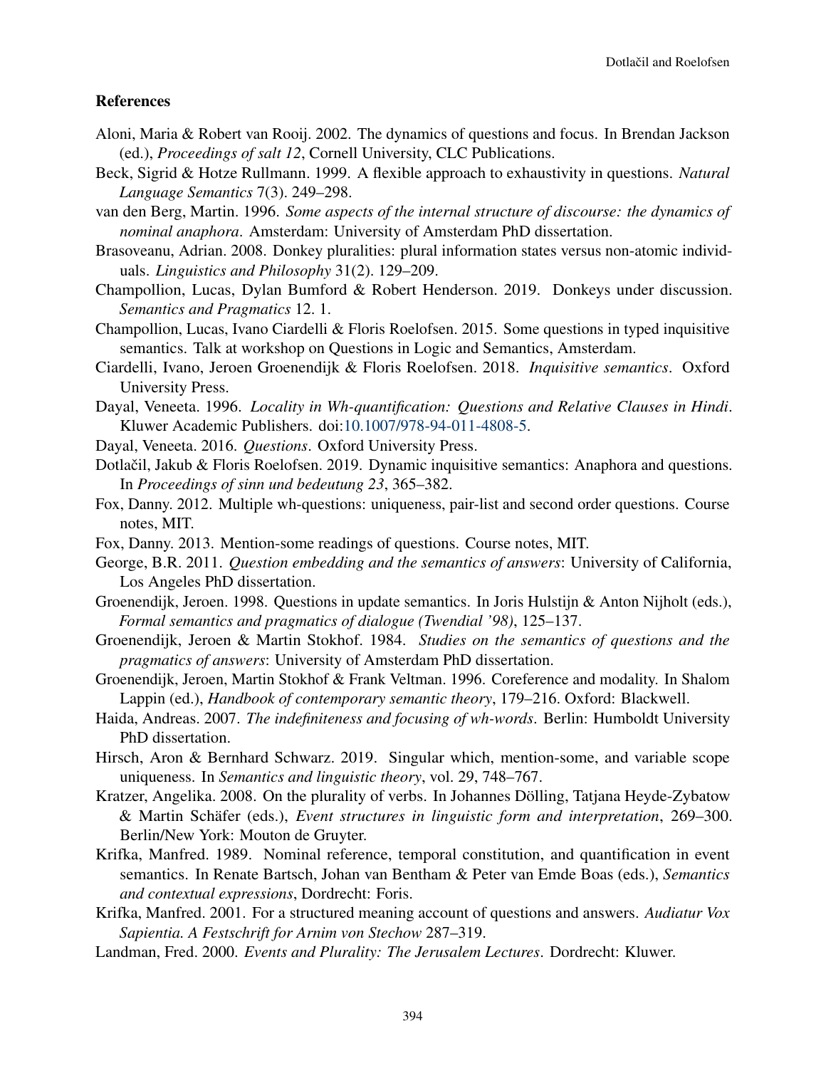## References

Aloni, Maria & Robert van Rooij. 2002. The dynamics of questions and focus. In Brendan Jackson (ed.), *Proceedings of salt 12*, Cornell University, CLC Publications.

Beck, Sigrid & Hotze Rullmann. 1999. A flexible approach to exhaustivity in questions. *Natural Language Semantics* 7(3). 249–298.

van den Berg, Martin. 1996. *Some aspects of the internal structure of discourse: the dynamics of nominal anaphora*. Amsterdam: University of Amsterdam PhD dissertation.

Brasoveanu, Adrian. 2008. Donkey pluralities: plural information states versus non-atomic individuals. *Linguistics and Philosophy* 31(2). 129–209.

Champollion, Lucas, Dylan Bumford & Robert Henderson. 2019. Donkeys under discussion. *Semantics and Pragmatics* 12. 1.

Champollion, Lucas, Ivano Ciardelli & Floris Roelofsen. 2015. Some questions in typed inquisitive semantics. Talk at workshop on Questions in Logic and Semantics, Amsterdam.

Ciardelli, Ivano, Jeroen Groenendijk & Floris Roelofsen. 2018. *Inquisitive semantics*. Oxford University Press.

Dayal, Veneeta. 1996. *Locality in Wh-quantification: Questions and Relative Clauses in Hindi*. Kluwer Academic Publishers. doi:10.1007/978-94-011-4808-5.

Dayal, Veneeta. 2016. *Questions*. Oxford University Press.

Dotlačil, Jakub & Floris Roelofsen. 2019. Dynamic inquisitive semantics: Anaphora and questions. In *Proceedings of sinn und bedeutung 23*, 365–382.

Fox, Danny. 2012. Multiple wh-questions: uniqueness, pair-list and second order questions. Course notes, MIT.

Fox, Danny. 2013. Mention-some readings of questions. Course notes, MIT.

George, B.R. 2011. *Question embedding and the semantics of answers*: University of California, Los Angeles PhD dissertation.

Groenendijk, Jeroen. 1998. Questions in update semantics. In Joris Hulstijn & Anton Nijholt (eds.), *Formal semantics and pragmatics of dialogue (Twendial '98)*, 125–137.

Groenendijk, Jeroen & Martin Stokhof. 1984. *Studies on the semantics of questions and the pragmatics of answers*: University of Amsterdam PhD dissertation.

Groenendijk, Jeroen, Martin Stokhof & Frank Veltman. 1996. Coreference and modality. In Shalom Lappin (ed.), *Handbook of contemporary semantic theory*, 179–216. Oxford: Blackwell.

Haida, Andreas. 2007. *The indefiniteness and focusing of wh-words*. Berlin: Humboldt University PhD dissertation.

Hirsch, Aron & Bernhard Schwarz. 2019. Singular which, mention-some, and variable scope uniqueness. In *Semantics and linguistic theory*, vol. 29, 748–767.

Kratzer, Angelika. 2008. On the plurality of verbs. In Johannes Dölling, Tatjana Heyde-Zybatow & Martin Schäfer (eds.), *Event structures in linguistic form and interpretation*, 269–300. Berlin/New York: Mouton de Gruyter.

Krifka, Manfred. 1989. Nominal reference, temporal constitution, and quantification in event semantics. In Renate Bartsch, Johan van Bentham & Peter van Emde Boas (eds.), *Semantics and contextual expressions*, Dordrecht: Foris.

Krifka, Manfred. 2001. For a structured meaning account of questions and answers. *Audiatur Vox Sapientia. A Festschrift for Arnim von Stechow* 287–319.

Landman, Fred. 2000. *Events and Plurality: The Jerusalem Lectures*. Dordrecht: Kluwer.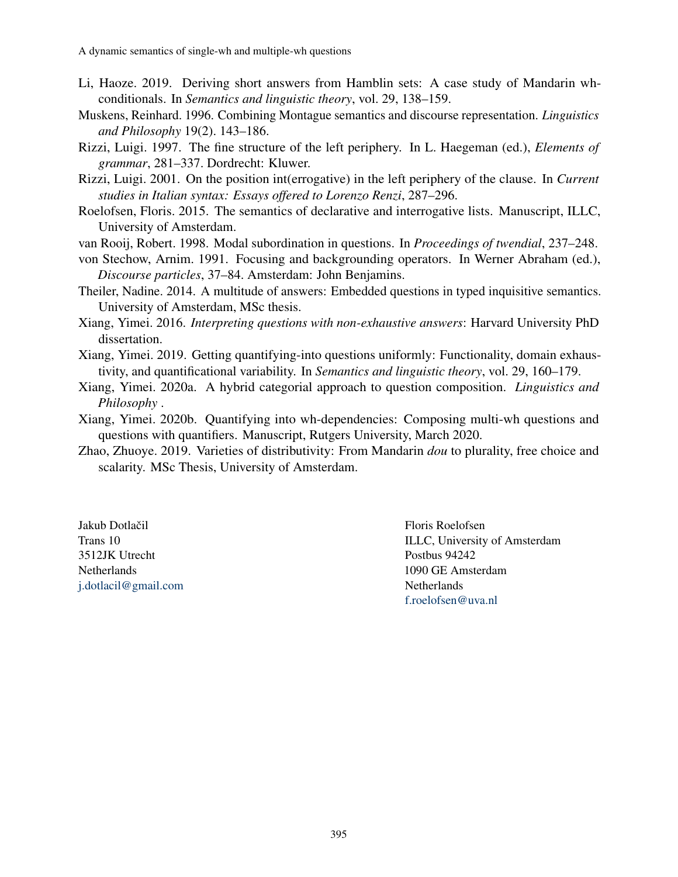Li, Haoze. 2019. Deriving short answers from Hamblin sets: A case study of Mandarin wh-conditionals. In *Semantics and linguistic theory*, vol. 29, 138–159.

Muskens, Reinhard. 1996. Combining Montague semantics and discourse representation. *Linguistics and Philosophy* 19(2). 143–186.

Rizzi, Luigi. 1997. The fine structure of the left periphery. In L. Haegeman (ed.), *Elements of grammar*, 281–337. Dordrecht: Kluwer.

Rizzi, Luigi. 2001. On the position int(errogative) in the left periphery of the clause. In *Current studies in Italian syntax: Essays offered to Lorenzo Renzi*, 287–296.

Roelofsen, Floris. 2015. The semantics of declarative and interrogative lists. Manuscript, ILLC, University of Amsterdam.

van Rooij, Robert. 1998. Modal subordination in questions. In *Proceedings of twendial*, 237–248.

von Stechow, Arnim. 1991. Focusing and backgrounding operators. In Werner Abraham (ed.), *Discourse particles*, 37–84. Amsterdam: John Benjamins.

Theiler, Nadine. 2014. A multitude of answers: Embedded questions in typed inquisitive semantics. University of Amsterdam, MSc thesis.

Xiang, Yimei. 2016. *Interpreting questions with non-exhaustive answers*: Harvard University PhD dissertation.

Xiang, Yimei. 2019. Getting quantifying-into questions uniformly: Functionality, domain exhaustivity, and quantificational variability. In *Semantics and linguistic theory*, vol. 29, 160–179.

Xiang, Yimei. 2020a. A hybrid categorial approach to question composition. *Linguistics and Philosophy* .

Xiang, Yimei. 2020b. Quantifying into wh-dependencies: Composing multi-wh questions and questions with quantifiers. Manuscript, Rutgers University, March 2020.

Zhao, Zhuoye. 2019. Varieties of distributivity: From Mandarin *dou* to plurality, free choice and scalarity. MSc Thesis, University of Amsterdam.

Jakub Dotlačil
Trans 10
3512JK Utrecht
Netherlands
j.dotlacil@gmail.com

Floris Roelofsen
ILLC, University of Amsterdam
Postbus 94242
1090 GE Amsterdam
Netherlands
f.roelofsen@uva.nl